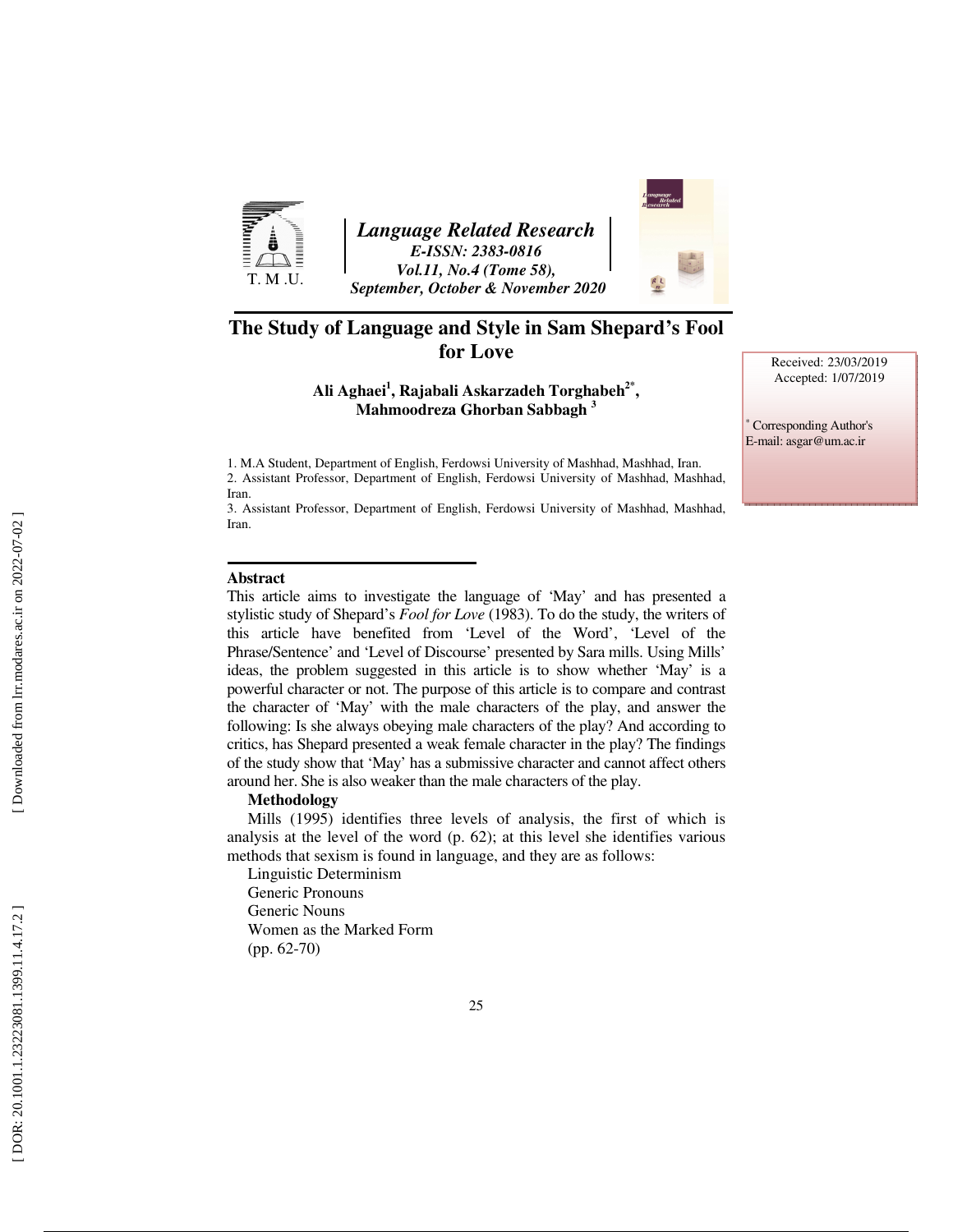# The Study of Language and Style in Sam Shepard's Fool for Love

**Ali Aghaei[1], Rajabali Askarzadeh Torghabeh[2*], Mahmoodreza Ghorban Sabbagh[3]**

1. M.A Student, Department of English, Ferdowsi University of Mashhad, Mashhad, Iran.
2. Assistant Professor, Department of English, Ferdowsi University of Mashhad, Mashhad, Iran.
3. Assistant Professor, Department of English, Ferdowsi University of Mashhad, Mashhad, Iran.

Received: 23/03/2019
Accepted: 1/07/2019

[*] Corresponding Author's
E-mail: asgar@um.ac.ir

## Abstract

This article aims to investigate the language of 'May' and has presented a stylistic study of Shepard's *Fool for Love* (1983). To do the study, the writers of this article have benefited from 'Level of the Word', 'Level of the Phrase/Sentence' and 'Level of Discourse' presented by Sara mills. Using Mills' ideas, the problem suggested in this article is to show whether 'May' is a powerful character or not. The purpose of this article is to compare and contrast the character of 'May' with the male characters of the play, and answer the following: Is she always obeying male characters of the play? And according to critics, has Shepard presented a weak female character in the play? The findings of the study show that 'May' has a submissive character and cannot affect others around her. She is also weaker than the male characters of the play.

**Methodology**

Mills (1995) identifies three levels of analysis, the first of which is analysis at the level of the word (p. 62); at this level she identifies various methods that sexism is found in language, and they are as follows:

Linguistic Determinism
Generic Pronouns
Generic Nouns
Women as the Marked Form
(pp. 62-70)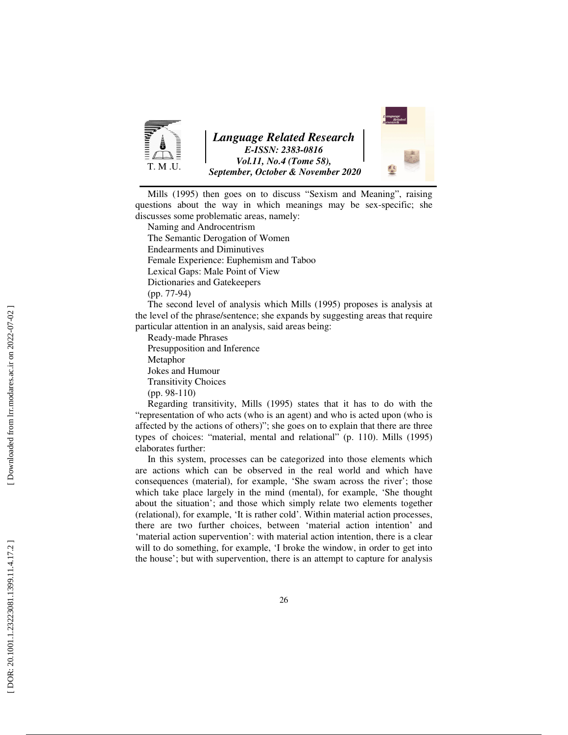Mills (1995) then goes on to discuss "Sexism and Meaning", raising questions about the way in which meanings may be sex-specific; she discusses some problematic areas, namely:

Naming and Androcentrism
The Semantic Derogation of Women
Endearments and Diminutives
Female Experience: Euphemism and Taboo
Lexical Gaps: Male Point of View
Dictionaries and Gatekeepers
(pp. 77-94)

The second level of analysis which Mills (1995) proposes is analysis at the level of the phrase/sentence; she expands by suggesting areas that require particular attention in an analysis, said areas being:

Ready-made Phrases
Presupposition and Inference
Metaphor
Jokes and Humour
Transitivity Choices
(pp. 98-110)

Regarding transitivity, Mills (1995) states that it has to do with the "representation of who acts (who is an agent) and who is acted upon (who is affected by the actions of others)"; she goes on to explain that there are three types of choices: "material, mental and relational" (p. 110). Mills (1995) elaborates further:

In this system, processes can be categorized into those elements which are actions which can be observed in the real world and which have consequences (material), for example, 'She swam across the river'; those which take place largely in the mind (mental), for example, 'She thought about the situation'; and those which simply relate two elements together (relational), for example, 'It is rather cold'. Within material action processes, there are two further choices, between 'material action intention' and 'material action supervention': with material action intention, there is a clear will to do something, for example, 'I broke the window, in order to get into the house'; but with supervention, there is an attempt to capture for analysis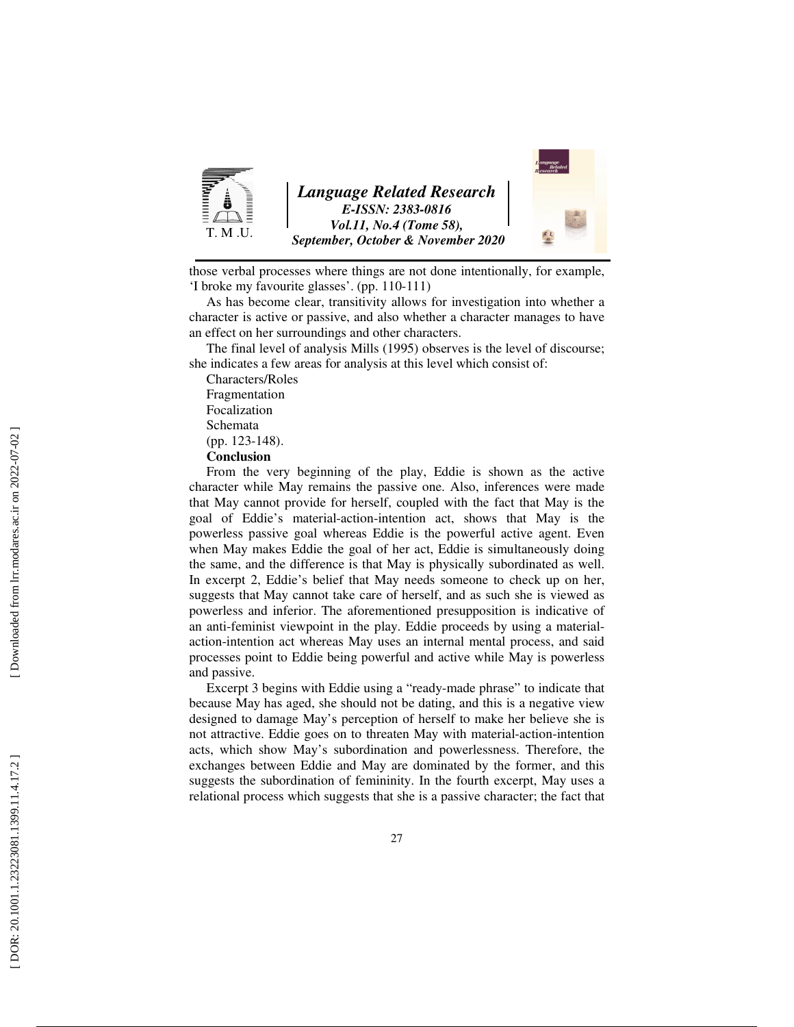those verbal processes where things are not done intentionally, for example, 'I broke my favourite glasses'. (pp. 110-111)

As has become clear, transitivity allows for investigation into whether a character is active or passive, and also whether a character manages to have an effect on her surroundings and other characters.

The final level of analysis Mills (1995) observes is the level of discourse; she indicates a few areas for analysis at this level which consist of:

Characters/Roles
Fragmentation
Focalization
Schemata
(pp. 123-148).

**Conclusion**

From the very beginning of the play, Eddie is shown as the active character while May remains the passive one. Also, inferences were made that May cannot provide for herself, coupled with the fact that May is the goal of Eddie's material-action-intention act, shows that May is the powerless passive goal whereas Eddie is the powerful active agent. Even when May makes Eddie the goal of her act, Eddie is simultaneously doing the same, and the difference is that May is physically subordinated as well. In excerpt 2, Eddie's belief that May needs someone to check up on her, suggests that May cannot take care of herself, and as such she is viewed as powerless and inferior. The aforementioned presupposition is indicative of an anti-feminist viewpoint in the play. Eddie proceeds by using a material-action-intention act whereas May uses an internal mental process, and said processes point to Eddie being powerful and active while May is powerless and passive.

Excerpt 3 begins with Eddie using a "ready-made phrase" to indicate that because May has aged, she should not be dating, and this is a negative view designed to damage May's perception of herself to make her believe she is not attractive. Eddie goes on to threaten May with material-action-intention acts, which show May's subordination and powerlessness. Therefore, the exchanges between Eddie and May are dominated by the former, and this suggests the subordination of femininity. In the fourth excerpt, May uses a relational process which suggests that she is a passive character; the fact that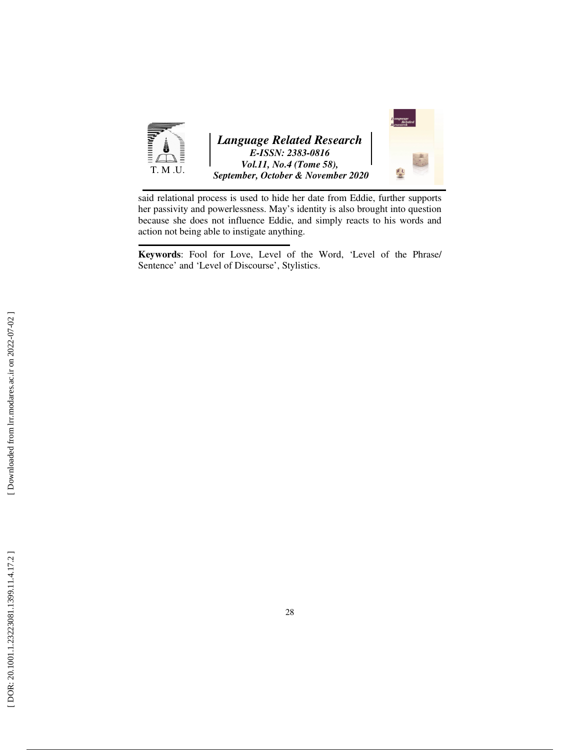said relational process is used to hide her date from Eddie, further supports her passivity and powerlessness. May's identity is also brought into question because she does not influence Eddie, and simply reacts to his words and action not being able to instigate anything.

**Keywords**: Fool for Love, Level of the Word, 'Level of the Phrase/ Sentence' and 'Level of Discourse', Stylistics.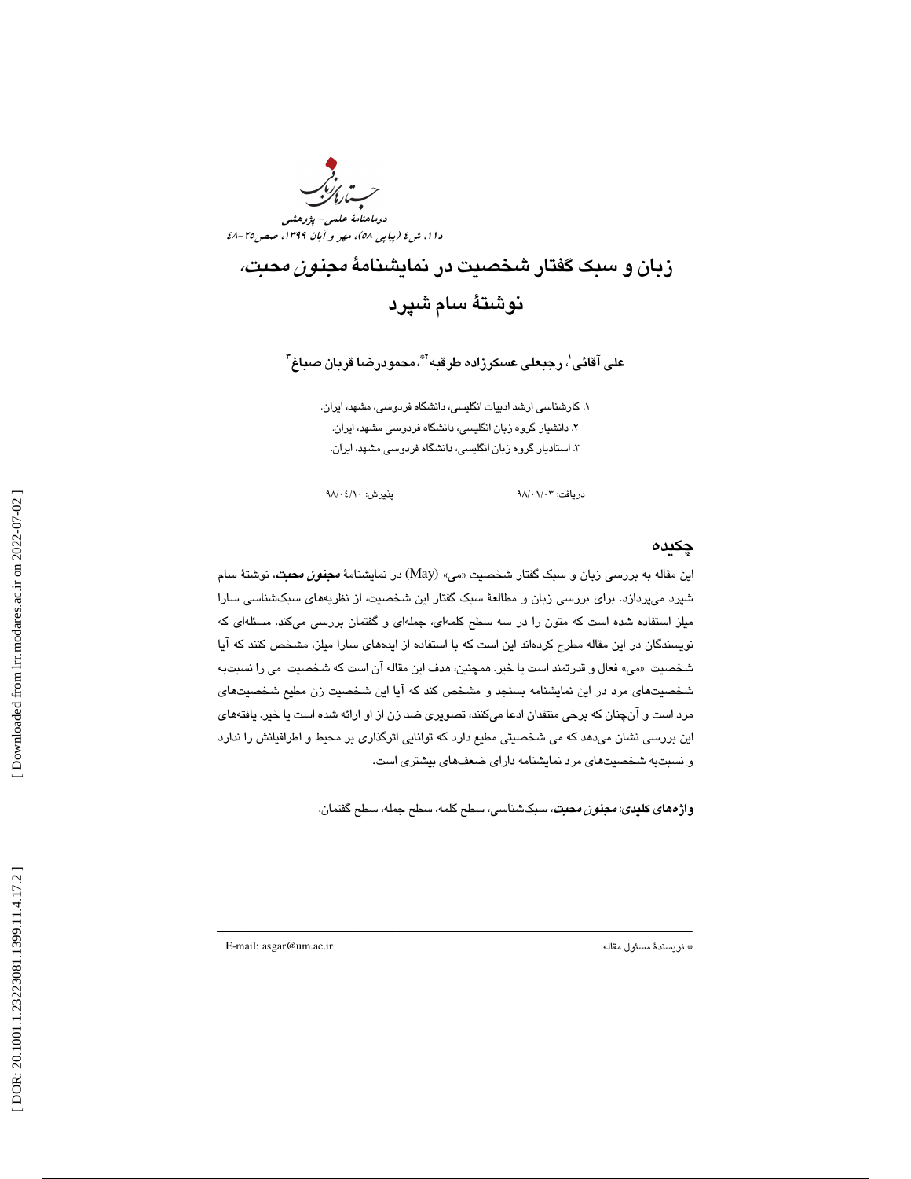# زبان و سبک گفتار شخصیت در نمایشنامهٔ *مجنون محبت*، نوشتهٔ سام شپرد

**علی آقائی[1]، رجبعلی عسکرزاده طرقبه[2*]، محمودرضا قربان صباغ[3]**

۱. کارشناسی ارشد ادبیات انگلیسی، دانشگاه فردوسی، مشهد، ایران.
۲. دانشیار گروه زبان انگلیسی، دانشگاه فردوسی مشهد، ایران.
۳. استادیار گروه زبان انگلیسی، دانشگاه فردوسی مشهد، ایران.

دریافت: ۹۸/۰۱/۰۳ پذیرش: ۹۸/۰۴/۱۰

## چکیده

این مقاله به بررسی زبان و سبک گفتار شخصیت «می» (May) در نمایشنامهٔ *مجنون محبت*، نوشتهٔ سام شپرد می‌پردازد. برای بررسی زبان و مطالعهٔ سبک گفتار این شخصیت، از نظریه‌های سبک‌شناسی سارا میلز استفاده شده است که متون را در سه سطح کلمه‌ای، جمله‌ای و گفتمان بررسی می‌کند. مسئله‌ای که نویسندگان در این مقاله مطرح کرده‌اند این است که با استفاده از ایده‌های سارا میلز، مشخص کنند که آیا شخصیت «می» فعال و قدرتمند است یا خیر. همچنین، هدف این مقاله آن است که شخصیت می را نسبت‌به شخصیت‌های مرد در این نمایشنامه بسنجد و مشخص کند که آیا این شخصیت زن مطیع شخصیت‌های مرد است و آن‌چنان که برخی منتقدان ادعا می‌کنند، تصویری ضد زن از او ارائه شده است یا خیر. یافته‌های این بررسی نشان می‌دهد که می شخصیتی مطیع دارد که توانایی اثرگذاری بر محیط و اطرافیانش را ندارد و نسبت‌به شخصیت‌های مرد نمایشنامه دارای ضعف‌های بیشتری است.

**واژه‌های کلیدی**: *مجنون محبت*، سبک‌شناسی، سطح کلمه، سطح جمله، سطح گفتمان.

---

* نویسندهٔ مسئول مقاله: E-mail: asgar@um.ac.ir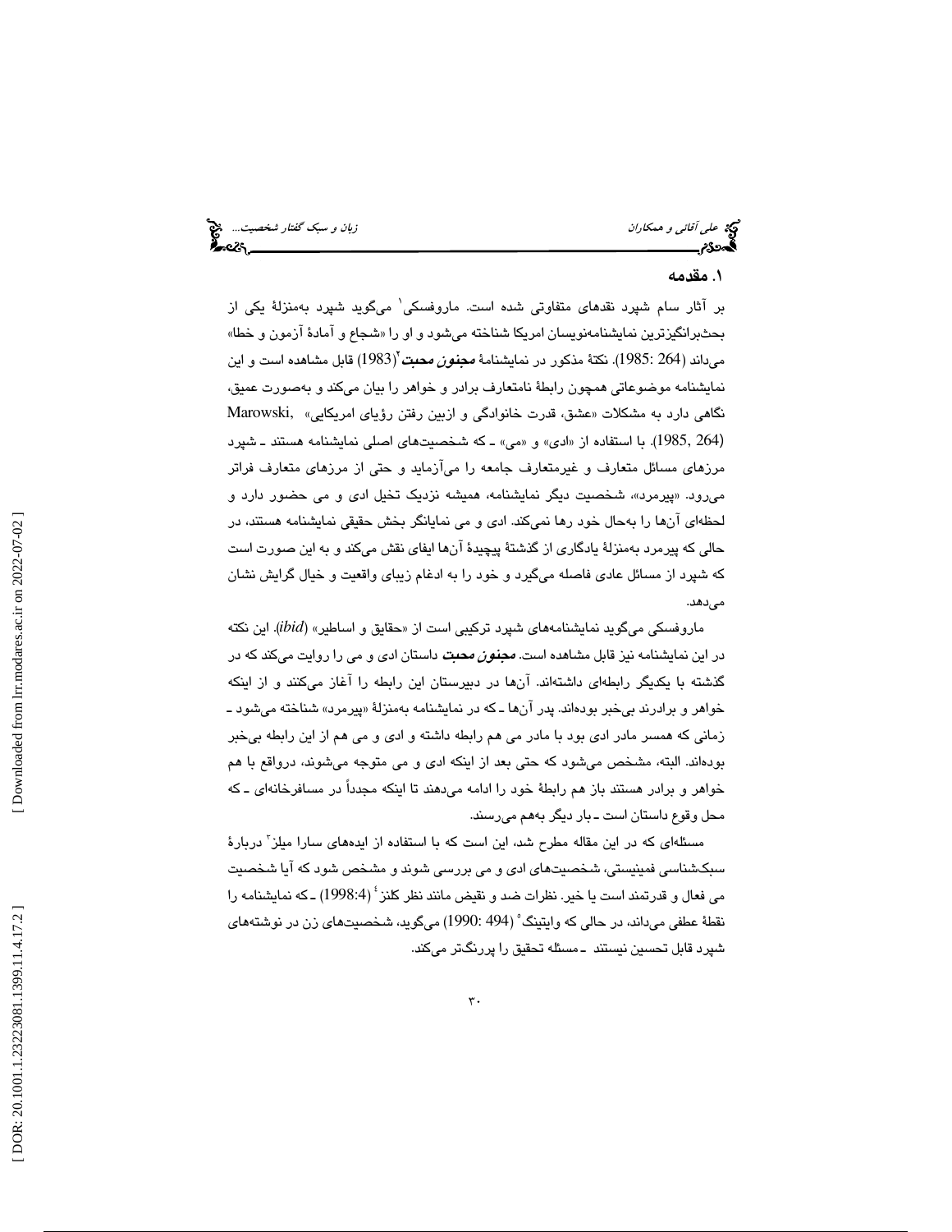## ۱. مقدمه

بر آثار سام شپرد نقدهای متفاوتی شده است. ماروفسکی[1] می‌گوید شپرد به‌منزلهٔ یکی از بحث‌برانگیزترین نمایشنامه‌نویسان امریکا شناخته می‌شود و او را «شجاع و آمادهٔ آزمون و خطا» می‌داند (264 :1985). نکتهٔ مذکور در نمایشنامهٔ ***مجنون محبت***[2](1983) قابل مشاهده است و این نمایشنامه موضوعاتی همچون رابطهٔ نامتعارف برادر و خواهر را بیان می‌کند و به‌صورت عمیق، نگاهی دارد به مشکلات «عشق، قدرت خانوادگی و ازبین رفتن رؤیای امریکایی» (Marowski, 1985, 264). با استفاده از «ادی» و «می» ـ که شخصیت‌های اصلی نمایشنامه هستند ـ شپرد مرزهای مسائل متعارف و غیرمتعارف جامعه را می‌آزماید و حتی از مرزهای متعارف فراتر می‌رود. «پیرمرد»، شخصیت دیگر نمایشنامه، همیشه نزدیک تخیل ادی و می حضور دارد و لحظه‌ای آن‌ها را به‌حال خود رها نمی‌کند. ادی و می نمایانگر بخش حقیقی نمایشنامه هستند، در حالی که پیرمرد به‌منزلهٔ یادگاری از گذشتهٔ پیچیدهٔ آن‌ها ایفای نقش می‌کند و به این صورت است که شپرد از مسائل عادی فاصله می‌گیرد و خود را به ادغام زیبای واقعیت و خیال گرایش نشان می‌دهد.

ماروفسکی می‌گوید نمایشنامه‌های شپرد ترکیبی است از «حقایق و اساطیر» (*ibid*). این نکته در این نمایشنامه نیز قابل مشاهده است. ***مجنون محبت*** داستان ادی و می را روایت می‌کند که در گذشته با یکدیگر رابطه‌ای داشته‌اند. آن‌ها در دبیرستان این رابطه را آغاز می‌کنند و از اینکه خواهر و برادرند بی‌خبر بوده‌اند. پدر آن‌ها ـ که در نمایشنامه به‌منزلهٔ «پیرمرد» شناخته می‌شود ـ زمانی که همسر مادر ادی بود با مادر می هم رابطه داشته و ادی و می هم از این رابطه بی‌خبر بوده‌اند. البته، مشخص می‌شود که حتی بعد از اینکه ادی و می متوجه می‌شوند، درواقع با هم خواهر و برادر هستند باز هم رابطهٔ خود را ادامه می‌دهند تا اینکه مجدداً در مسافرخانه‌ای ـ که محل وقوع داستان است ـ بار دیگر به‌هم می‌رسند.

مسئله‌ای که در این مقاله مطرح شد، این است که با استفاده از ایده‌های سارا میلز[3] دربارهٔ سبک‌شناسی فمینیستی، شخصیت‌های ادی و می بررسی شوند و مشخص شود که آیا شخصیت می فعال و قدرتمند است یا خیر. نظرات ضد و نقیض مانند نظر کلنز[4] (1998:4) ـ که نمایشنامه را نقطهٔ عطفی می‌داند، در حالی که وایتینگ[5] (494 :1990) می‌گوید، شخصیت‌های زن در نوشته‌های شپرد قابل تحسین نیستند ـ مسئله تحقیق را پررنگ‌تر می‌کند.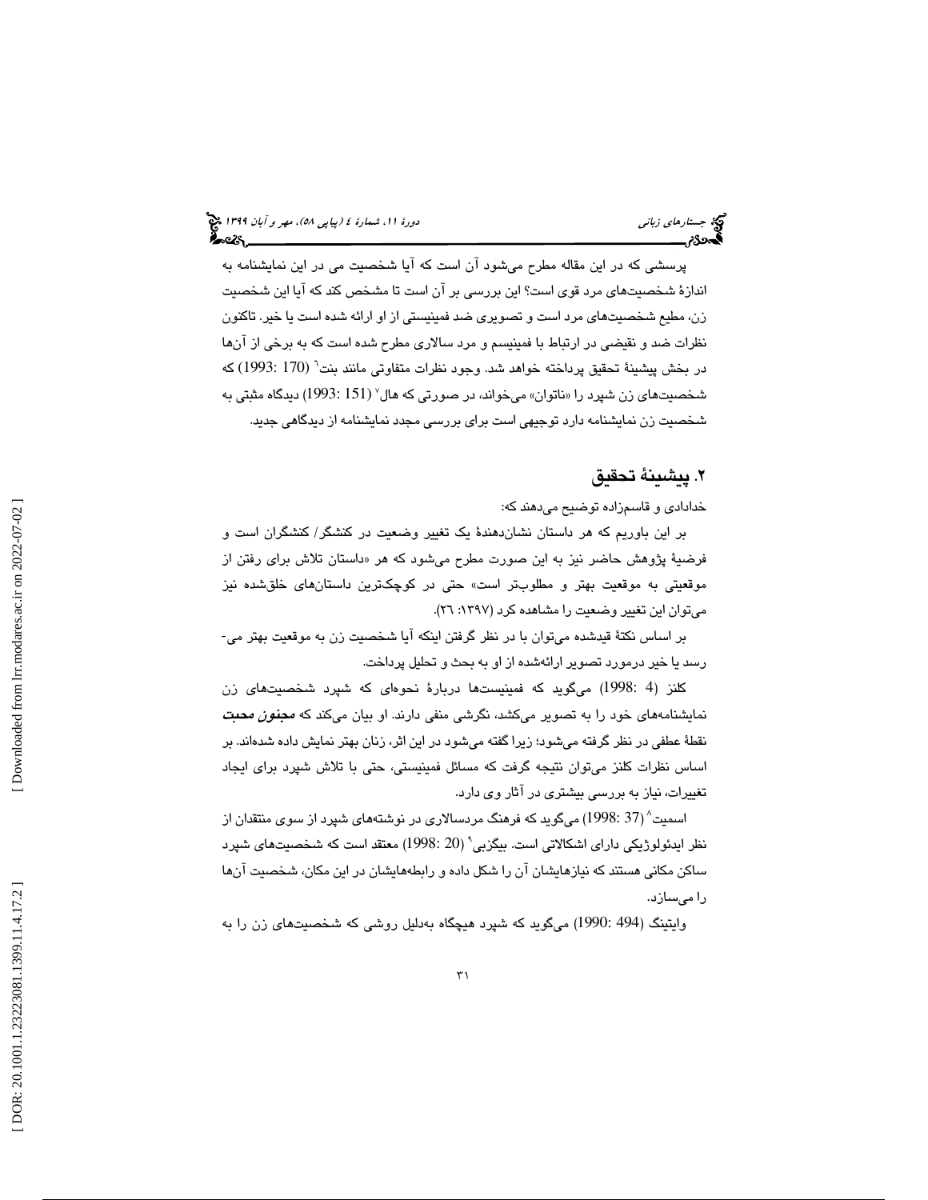پرسشی که در این مقاله مطرح می‌شود آن است که آیا شخصیت می در این نمایشنامه به اندازهٔ شخصیت‌های مرد قوی است؟ این بررسی بر آن است تا مشخص کند که آیا این شخصیت زن، مطیع شخصیت‌های مرد است و تصویری ضد فمینیستی از او ارائه شده است یا خیر. تاکنون نظرات ضد و نقیضی در ارتباط با فمینیسم و مرد سالاری مطرح شده است که به برخی از آن‌ها در بخش پیشینهٔ تحقیق پرداخته خواهد شد. وجود نظرات متفاوتی مانند بنت[6] (170 :1993) که شخصیت‌های زن شپرد را «ناتوان» می‌خواند، در صورتی که هال[7] (151 :1993) دیدگاه مثبتی به شخصیت زن نمایشنامه دارد توجیهی است برای بررسی مجدد نمایشنامه از دیدگاهی جدید.

## ۲. پیشینهٔ تحقیق

خدادادی و قاسم‌زاده توضیح می‌دهند که:

بر این باوریم که هر داستان نشان‌دهندهٔ یک تغییر وضعیت در کنشگر/ کنشگران است و فرضیهٔ پژوهش حاضر نیز به این صورت مطرح می‌شود که هر «داستان تلاش برای رفتن از موقعیتی به موقعیتی بهتر و مطلوب‌تر است» حتی در کوچک‌ترین داستان‌های خلق‌شده نیز می‌توان این تغییر وضعیت را مشاهده کرد (۱۳۹۷: ۲۶).

بر اساس نکتهٔ قیدشده می‌توان با در نظر گرفتن اینکه آیا شخصیت زن به موقعیت بهتر می‌رسد یا خیر درمورد تصویر ارائه‌شده از او به بحث و تحلیل پرداخت.

کلنز (4 :1998) می‌گوید که فمینیست‌ها دربارهٔ نحوه‌ای که شپرد شخصیت‌های زن نمایشنامه‌های خود را به تصویر می‌کشد، نگرشی منفی دارند. او بیان می‌کند که ***مجنون محبت*** نقطهٔ عطفی در نظر گرفته می‌شود؛ زیرا گفته می‌شود در این اثر، زنان بهتر نمایش داده شده‌اند. بر اساس نظرات کلنز می‌توان نتیجه گرفت که مسائل فمینیستی، حتی با تلاش شپرد برای ایجاد تغییرات، نیاز به بررسی بیشتری در آثار وی دارد.

اسمیت[8] (37 :1998) می‌گوید که فرهنگ مردسالاری در نوشته‌های شپرد از سوی منتقدان از نظر ایدئولوژیکی دارای اشکالاتی است. بیگزبی[9] (20 :1998) معتقد است که شخصیت‌های شپرد ساکن مکانی هستند که نیازهایشان آن را شکل داده و رابطه‌هایشان در این مکان، شخصیت آن‌ها را می‌سازد.

وایتینگ (494 :1990) می‌گوید که شپرد هیچگاه به‌دلیل روشی که شخصیت‌های زن را به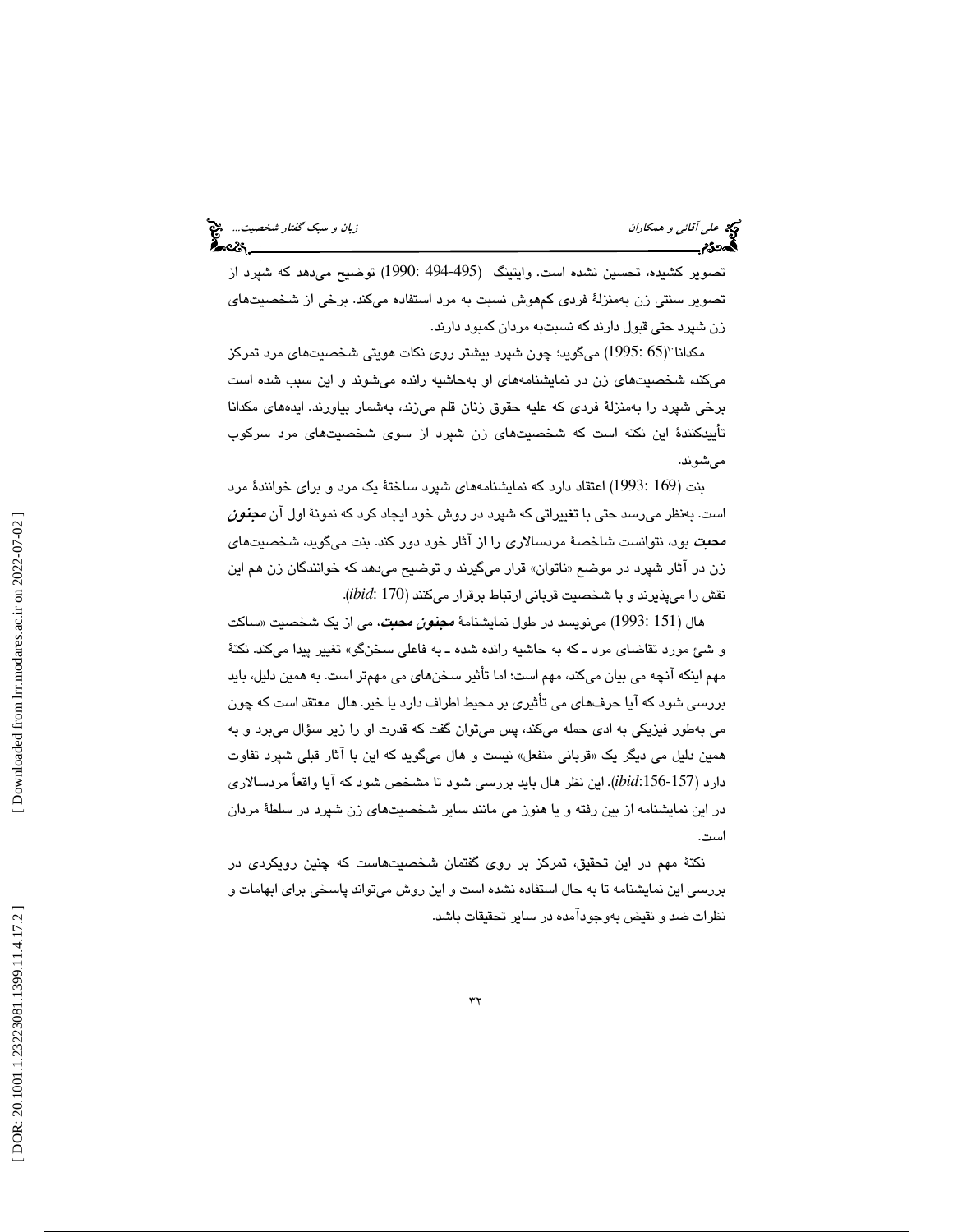تصویر کشیده، تحسین نشده است. وایتینگ (495-494 :1990) توضیح می‌دهد که شپرد از تصویر سنتی زن به‌منزلهٔ فردی کم‌هوش نسبت به مرد استفاده می‌کند. برخی از شخصیت‌های زن شپرد حتی قبول دارند که نسبت‌به مردان کمبود دارند.

مکدانا(65 :1995) می‌گوید؛ چون شپرد بیشتر روی نکات هویتی شخصیت‌های مرد تمرکز می‌کند، شخصیت‌های زن در نمایشنامه‌های او به‌حاشیه رانده می‌شوند و این سبب شده است برخی شپرد را به‌منزلهٔ فردی که علیه حقوق زنان قلم می‌زند، به‌شمار بیاورند. ایده‌های مکدانا تأییدکنندهٔ این نکته است که شخصیت‌های زن شپرد از سوی شخصیت‌های مرد سرکوب می‌شوند.

بنت (169 :1993) اعتقاد دارد که نمایشنامه‌های شپرد ساختهٔ یک مرد و برای خوانندهٔ مرد است. به‌نظر می‌رسد حتی با تغییراتی که شپرد در روش خود ایجاد کرد که نمونهٔ اول آن ***مجنون محبت*** بود، نتوانست شاخصهٔ مردسالاری را از آثار خود دور کند. بنت می‌گوید، شخصیت‌های زن در آثار شپرد در موضع «ناتوان» قرار می‌گیرند و توضیح می‌دهد که خوانندگان زن هم این نقش را می‌پذیرند و با شخصیت قربانی ارتباط برقرار می‌کنند (*ibid*: 170).

هال (151 :1993) می‌نویسد در طول نمایشنامهٔ ***مجنون محبت***، می از یک شخصیت «ساکت و شئ مورد تقاضای مرد ـ که به حاشیه رانده شده ـ به فاعلی سخن‌گو» تغییر پیدا می‌کند. نکتهٔ مهم اینکه آنچه می بیان می‌کند، مهم است؛ اما تأثیر سخن‌های می مهم‌تر است. به همین دلیل، باید بررسی شود که آیا حرف‌های می تأثیری بر محیط اطراف دارد یا خیر. هال معتقد است که چون می به‌طور فیزیکی به ادی حمله می‌کند، پس می‌توان گفت که قدرت او را زیر سؤال می‌برد و به همین دلیل می دیگر یک «قربانی منفعل» نیست و هال می‌گوید که این با آثار قبلی شپرد تفاوت دارد (*ibid*:156-157). این نظر هال باید بررسی شود تا مشخص شود که آیا واقعاً مردسالاری در این نمایشنامه از بین رفته و یا هنوز می مانند سایر شخصیت‌های زن شپرد در سلطهٔ مردان است.

نکتهٔ مهم در این تحقیق، تمرکز بر روی گفتمان شخصیت‌هاست که چنین رویکردی در بررسی این نمایشنامه تا به حال استفاده نشده است و این روش می‌تواند پاسخی برای ابهامات و نظرات ضد و نقیض به‌وجودآمده در سایر تحقیقات باشد.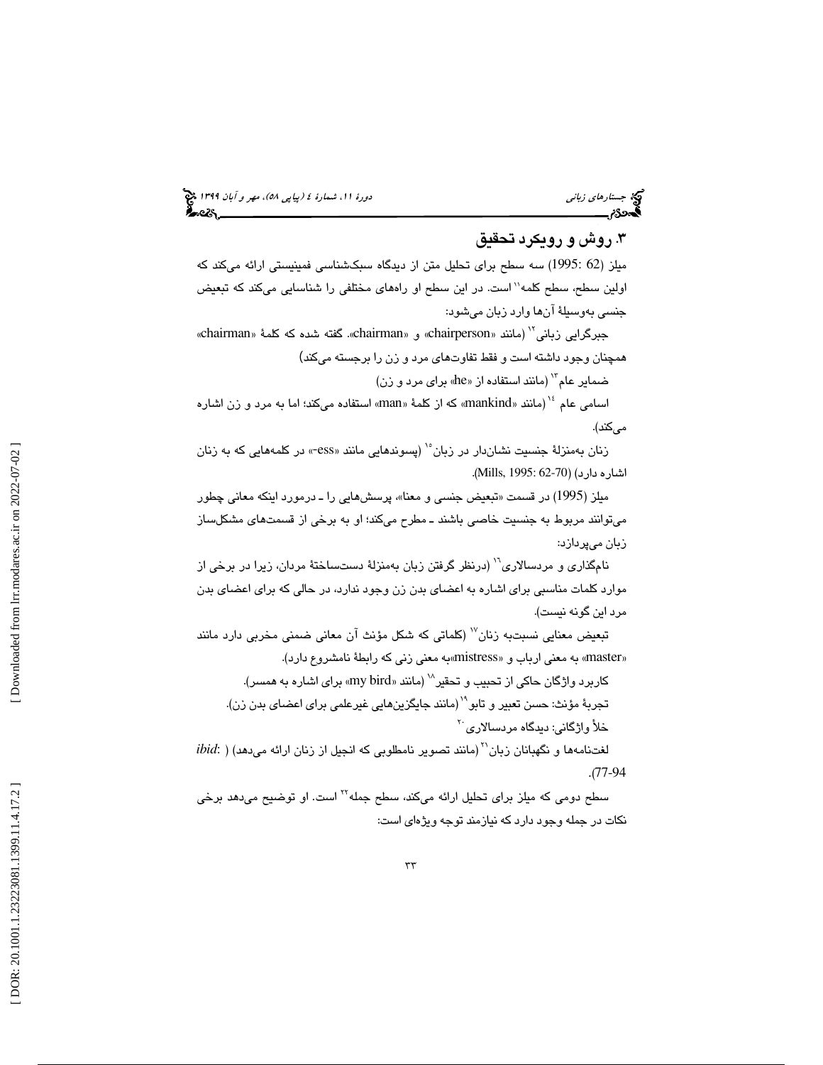## ۳. روش و رویکرد تحقیق

میلز (62 :1995) سه سطح برای تحلیل متن از دیدگاه سبک‌شناسی فمینیستی ارائه می‌کند که اولین سطح، سطح کلمه[11] است. در این سطح او راه‌های مختلفی را شناسایی می‌کند که تبعیض جنسی به‌وسیلهٔ آن‌ها وارد زبان می‌شود:

جبرگرایی زبانی[12] (مانند «chairperson» و «chairman». گفته شده که کلمهٔ «chairman» همچنان وجود داشته است و فقط تفاوت‌های مرد و زن را برجسته می‌کند)

ضمایر عام[13] (مانند استفاده از «he» برای مرد و زن)

اسامی عام[14] (مانند «mankind» که از کلمهٔ «man» استفاده می‌کند؛ اما به مرد و زن اشاره می‌کند).

زنان به‌منزلهٔ جنسیت نشان‌دار در زبان[15] (پسوندهایی مانند «ess-» در کلمه‌هایی که به زنان اشاره دارد) (Mills, 1995: 62-70).

میلز (1995) در قسمت «تبعیض جنسی و معنا» پرسش‌هایی را ـ درمورد اینکه معانی چطور می‌توانند مربوط به جنسیت خاصی باشند ـ مطرح می‌کند؛ او به برخی از قسمت‌های مشکل‌ساز زبان می‌پردازد:

نام‌گذاری و مردسالاری[16] (درنظر گرفتن زبان به‌منزلهٔ دست‌ساختهٔ مردان، زیرا در برخی از موارد کلمات مناسبی برای اشاره به اعضای بدن زن وجود ندارد، در حالی که برای اعضای بدن مرد این گونه نیست).

تبعیض معنایی نسبت‌به زنان[17] (کلماتی که شکل مؤنث آن معانی ضمنی مخربی دارد مانند «master» به معنی ارباب و «mistress»به معنی زنی که رابطهٔ نامشروع دارد).

کاربرد واژگان حاکی از تحبیب و تحقیر[18] (مانند «my bird» برای اشاره به همسر).

تجربهٔ مؤنث: حسن تعبیر و تابو[19] (مانند جایگزین‌هایی غیرعلمی برای اعضای بدن زن).

خلأ واژگانی: دیدگاه مردسالاری[20]

لغت‌نامه‌ها و نگهبانان زبان[21] (مانند تصویر نامطلوبی که انجیل از زنان ارائه می‌دهد) (*ibid*: 77-94).

سطح دومی که میلز برای تحلیل ارائه می‌کند، سطح جمله[22] است. او توضیح می‌دهد برخی نکات در جمله وجود دارد که نیازمند توجه ویژه‌ای است: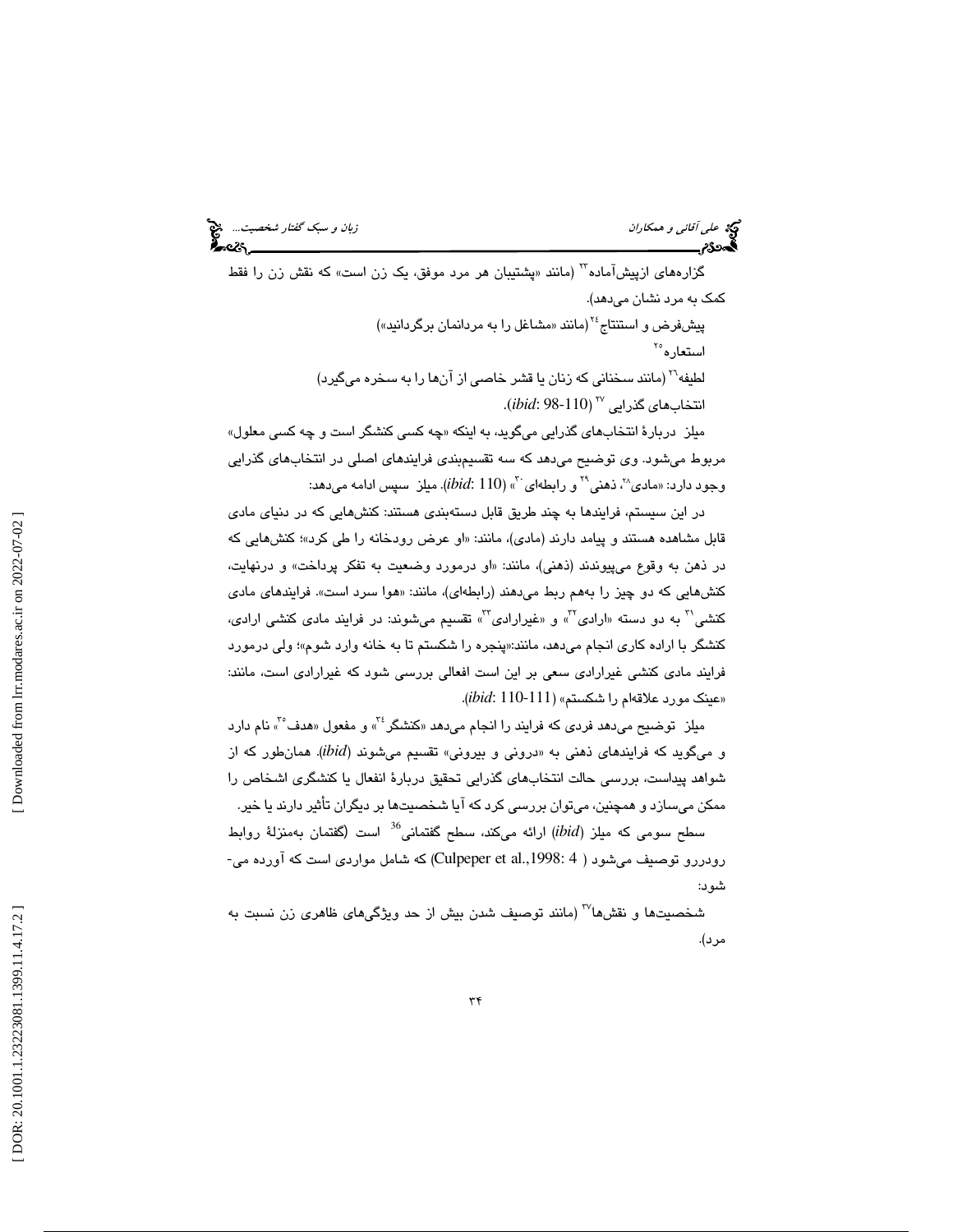گزاره‌های ازپیش‌آماده[33] (مانند «پشتیبان هر مرد موفق، یک زن است» که نقش زن را فقط کمک به مرد نشان می‌دهد).

پیش‌فرض و استنتاج[34] (مانند «مشاغل را به مردانمان برگردانید»)

استعاره[35]

لطیفه[36] (مانند سخنانی که زنان یا قشر خاصی از آن‌ها را به سخره می‌گیرد)

انتخاب‌های گذرایی [37] (*ibid*: 98-110).

میلز دربارهٔ انتخاب‌های گذرایی می‌گوید، به اینکه «چه کسی کنشگر است و چه کسی معلول» مربوط می‌شود. وی توضیح می‌دهد که سه تقسیم‌بندی فرایندهای اصلی در انتخاب‌های گذرایی وجود دارد: «مادی[38]، ذهنی[39] و رابطه‌ای[30]» (*ibid*: 110). میلز سپس ادامه می‌دهد:

در این سیستم، فرایندها به چند طریق قابل دسته‌بندی هستند: کنش‌هایی که در دنیای مادی قابل مشاهده هستند و پیامد دارند (مادی)، مانند: «او عرض رودخانه را طی کرد»؛ کنش‌هایی که در ذهن به وقوع می‌پیوندند (ذهنی)، مانند: «او درمورد وضعیت به تفکر پرداخت» و درنهایت، کنش‌هایی که دو چیز را به‌هم ربط می‌دهند (رابطه‌ای)، مانند: «هوا سرد است». فرایندهای مادی کنشی[31] به دو دسته «ارادی[32]» و «غیرارادی[33]» تقسیم می‌شوند: در فرایند مادی کنشی ارادی، کنشگر با اراده کاری انجام می‌دهد، مانند:«پنجره را شکستم تا به خانه وارد شوم»؛ ولی درمورد فرایند مادی کنشی غیرارادی سعی بر این است افعالی بررسی شود که غیرارادی است، مانند: «عینک مورد علاقه‌ام را شکستم» (*ibid*: 110-111).

میلز توضیح می‌دهد فردی که فرایند را انجام می‌دهد «کنشگر[34]» و مفعول «هدف[35]» نام دارد و می‌گوید که فرایندهای ذهنی به «درونی و بیرونی» تقسیم می‌شوند (*ibid*). همان‌طور که از شواهد پیداست، بررسی حالت انتخاب‌های گذرایی تحقیق دربارهٔ انفعال یا کنشگری اشخاص را ممکن می‌سازد و همچنین، می‌توان بررسی کرد که آیا شخصیت‌ها بر دیگران تأثیر دارند یا خیر.

سطح سومی که میلز (*ibid*) ارائه می‌کند، سطح گفتمانی[36] است (گفتمان به‌منزلهٔ روابط رودررو توصیف می‌شود (Culpeper et al.,1998: 4) که شامل مواردی است که آورده می‌شود:

شخصیت‌ها و نقش‌ها[37] (مانند توصیف شدن بیش از حد ویژگی‌های ظاهری زن نسبت به مرد).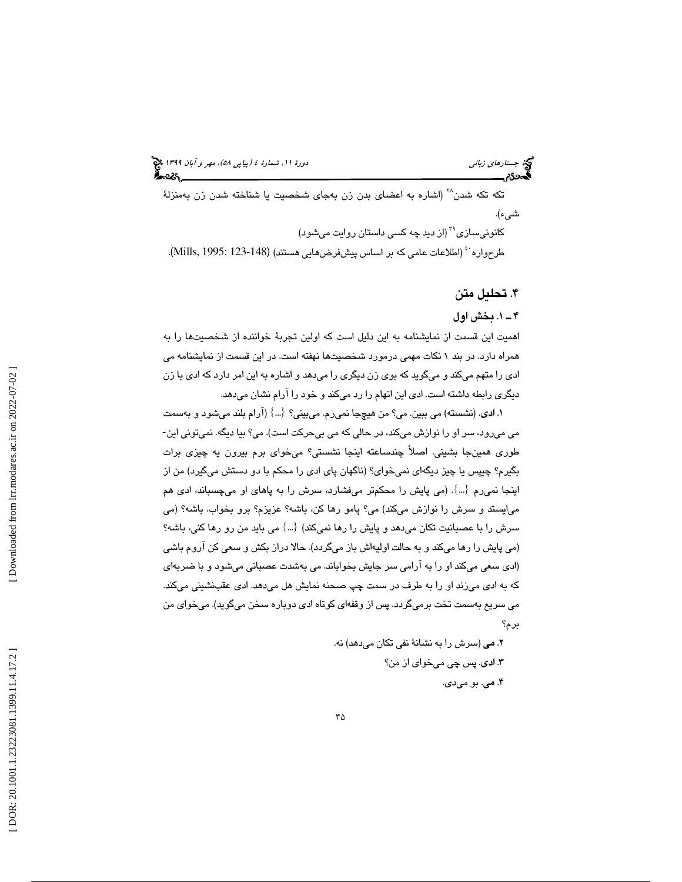تکه تکه شدن[38] (اشاره به اعضای بدن زن به‌جای شخصیت یا شناخته شدن زن به‌منزلهٔ شیء).

کانونی‌سازی[39] (از دید چه کسی داستان روایت می‌شود)

طرح‌واره[40] (اطلاعات عامی که بر اساس پیش‌فرض‌هایی هستند) (Mills, 1995: 123-148).

## ۴. تحلیل متن

### ۴ ـ ۱. بخش اول

اهمیت این قسمت از نمایشنامه به این دلیل است که اولین تجربهٔ خواننده از شخصیت‌ها را به همراه دارد. در بند ۱ نکات مهمی درمورد شخصیت‌ها نهفته است. در این قسمت از نمایشنامه می ادی را متهم می‌کند و می‌گوید که بوی زن دیگری را می‌دهد و اشاره به این امر دارد که ادی با زن دیگری رابطه داشته است. ادی این اتهام را رد می‌کند و خود را آرام نشان می‌دهد.

۱. **ادی**. (نشسته) می ببین. می؟ من هیچ‌جا نمی‌رم. می‌بینی؟ {...} (آرام بلند می‌شود و به‌سمت می می‌رود، سر او را نوازش می‌کند، در حالی که می بی‌حرکت است). می؟ بیا دیگه. نمی‌تونی این‌طوری همین‌جا بشینی. اصلاً چندساعته اینجا نشستی؟ می‌خوای برم بیرون یه چیزی برات بگیرم؟ چیپس یا چیز دیگه‌ای نمی‌خوای؟ (ناگهان پای ادی را محکم با دو دستش می‌گیرد) من از اینجا نمی‌رم {...}. (می پایش را محکم‌تر می‌فشارد، سرش را به پاهای او می‌چسباند، ادی هم می‌ایستد و سرش را نوازش می‌کند) می؟ پامو رها کن، باشه؟ عزیزم؟ برو بخواب. باشه؟ (می سرش را با عصبانیت تکان می‌دهد و پایش را رها نمی‌کند) {...} می باید من رو رها کنی، باشه؟ (می پایش را رها می‌کند و به حالت اولیه‌اش باز می‌گردد). حالا دراز بکش و سعی کن آروم باشی (ادی سعی می‌کند او را به آرامی سر جایش بخواباند. می به‌شدت عصبانی می‌شود و با ضربه‌ای که به ادی می‌زند او را به طرف در سمت چپ صحنه نمایش هل می‌دهد. ادی عقب‌نشینی می‌کند. می سریع به‌سمت تخت برمی‌گردد. پس از وقفه‌ای کوتاه ادی دوباره سخن می‌گوید). می‌خوای من برم؟

۲. **می** (سرش را به نشانهٔ نفی تکان می‌دهد) نه.

۳. **ادی**. پس چی می‌خوای از من؟

۴. **می**. بو می‌دی.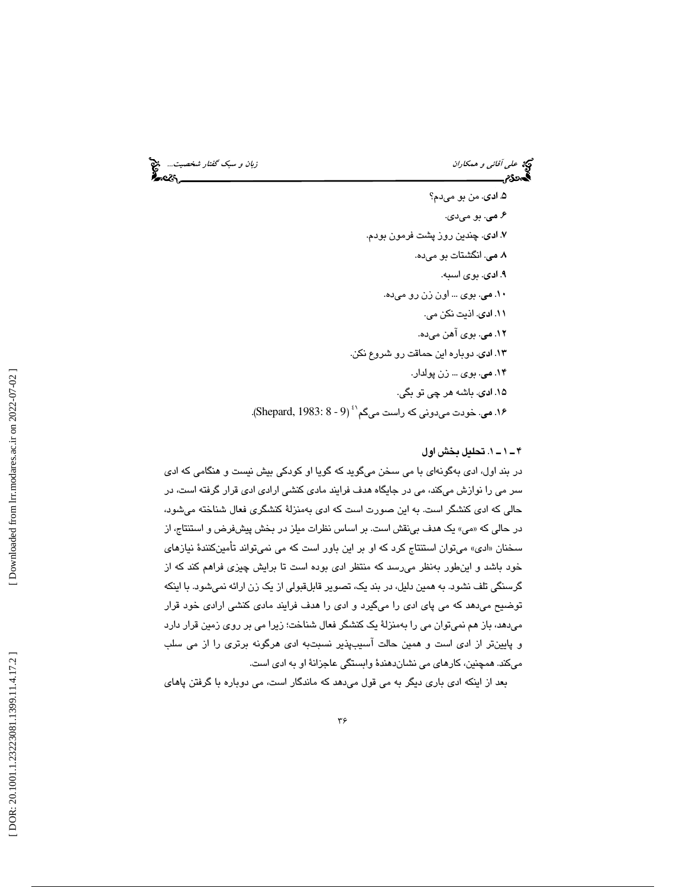۵. **ادی**. من بو می‌دم؟

۶. **می**. بو می‌دی.

۷. **ادی**. چندین روز پشت فرمون بودم.

۸. **می**. انگشتات بو می‌ده.

۹. **ادی**. بوی اسبه.

۱۰. **می**. بوی ... اون زن رو می‌ده.

۱۱. **ادی**. اذیت نکن می.

۱۲. **می**. بوی آهن می‌ده.

۱۳. **ادی**. دوباره این حماقت رو شروع نکن.

۱۴. **می**. بوی ... زن پولدار.

۱۵. **ادی**. باشه هر چی تو بگی.

۱۶. **می**. خودت می‌دونی که راست می‌گم[۱۴] (Shepard, 1983: 8 - 9).

### ۴ ـ ۱ ـ ۱. تحلیل بخش اول

در بند اول، ادی به‌گونه‌ای با می سخن می‌گوید که گویا او کودکی بیش نیست و هنگامی که ادی سر می را نوازش می‌کند، می در جایگاه هدف فرایند مادی کنشی ارادی ادی قرار گرفته است، در حالی که ادی کنشگر است. به این صورت است که ادی به‌منزلهٔ کنشگری فعال شناخته می‌شود، در حالی که «می» یک هدف بی‌نقش است. بر اساس نظرات میلز در بخش پیش‌فرض و استنتاج، از سخنان «ادی» می‌توان استنتاج کرد که او بر این باور است که می نمی‌تواند تأمین‌کنندهٔ نیازهای خود باشد و این‌طور به‌نظر می‌رسد که منتظر ادی بوده است تا برایش چیزی فراهم کند که از گرسنگی تلف نشود. به همین دلیل، در بند یک، تصویر قابل‌قبولی از یک زن ارائه نمی‌شود. با اینکه توضیح می‌دهد که می پای ادی را می‌گیرد و ادی را هدف فرایند مادی کنشی ارادی خود قرار می‌دهد، باز هم نمی‌توان می را به‌منزلهٔ یک کنشگر فعال شناخت؛ زیرا می بر روی زمین قرار دارد و پایین‌تر از ادی است و همین حالت آسیب‌پذیر نسبت‌به ادی هرگونه برتری را از می سلب می‌کند. همچنین، کارهای می نشان‌دهندهٔ وابستگی عاجزانهٔ او به ادی است.

بعد از اینکه ادی باری دیگر به می قول می‌دهد که ماندگار است، می دوباره با گرفتن پاهای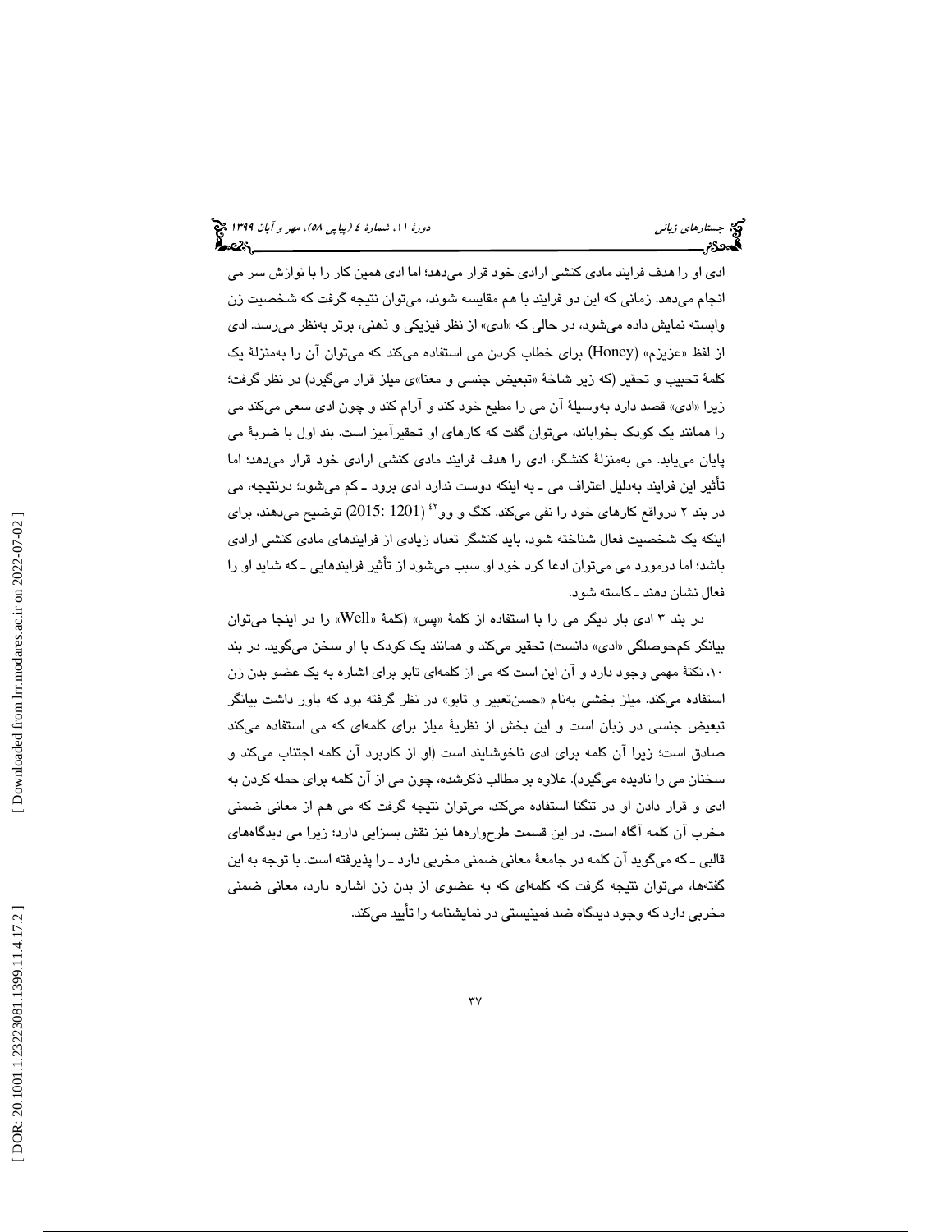ادی او را هدف فرایند مادی کنشی ارادی خود قرار می‌دهد؛ اما ادی همین کار را با نوازش سر می انجام می‌دهد. زمانی که این دو فرایند با هم مقایسه شوند، می‌توان نتیجه گرفت که شخصیت زن وابسته نمایش داده می‌شود، در حالی که «ادی» از نظر فیزیکی و ذهنی، برتر به‌نظر می‌رسد. ادی از لفظ «عزیزم» (Honey) برای خطاب کردن می استفاده می‌کند که می‌توان آن را به‌منزلهٔ یک کلمهٔ تحبیب و تحقیر (که زیر شاخهٔ «تبعیض جنسی و معنا»ی میلز قرار می‌گیرد) در نظر گرفت؛ زیرا «ادی» قصد دارد به‌وسیلهٔ آن می را مطیع خود کند و آرام کند و چون ادی سعی می‌کند می را همانند یک کودک بخواباند، می‌توان گفت که کارهای او تحقیرآمیز است. بند اول با ضربهٔ می پایان می‌یابد. می به‌منزلهٔ کنشگر، ادی را هدف فرایند مادی کنشی ارادی خود قرار می‌دهد؛ اما تأثیر این فرایند به‌دلیل اعتراف می ـ به اینکه دوست ندارد ادی برود ـ کم می‌شود؛ درنتیجه، می در بند ۲ درواقع کارهای خود را نفی می‌کند. کنگ و وو[٤] (2015: 1201) توضیح می‌دهند، برای اینکه یک شخصیت فعال شناخته شود، باید کنشگر تعداد زیادی از فرایندهای مادی کنشی ارادی باشد؛ اما درمورد می می‌توان ادعا کرد خود او سبب می‌شود از تأثیر فرایندهایی ـ که شاید او را فعال نشان دهند ـ کاسته شود.

در بند ۳ ادی بار دیگر می را با استفاده از کلمهٔ «پس» (کلمهٔ «Well» را در اینجا می‌توان بیانگر کم‌حوصلگی «ادی» دانست) تحقیر می‌کند و همانند یک کودک با او سخن می‌گوید. در بند ۱۰، نکتهٔ مهمی وجود دارد و آن این است که می از کلمه‌ای تابو برای اشاره به یک عضو بدن زن استفاده می‌کند. میلز بخشی به‌نام «حسن‌تعبیر و تابو» در نظر گرفته بود که باور داشت بیانگر تبعیض جنسی در زبان است و این بخش از نظریهٔ میلز برای کلمه‌ای که می استفاده می‌کند صادق است؛ زیرا آن کلمه برای ادی ناخوشایند است (او از کاربرد آن کلمه اجتناب می‌کند و سخنان می را نادیده می‌گیرد). علاوه بر مطالب ذکرشده، چون می از آن کلمه برای حمله کردن به ادی و قرار دادن او در تنگنا استفاده می‌کند، می‌توان نتیجه گرفت که می هم از معانی ضمنی مخرب آن کلمه آگاه است. در این قسمت طرح‌واره‌ها نیز نقش بسزایی دارد؛ زیرا می دیدگاه‌های قالبی ـ که می‌گوید آن کلمه در جامعهٔ معانی ضمنی مخربی دارد ـ را پذیرفته است. با توجه به این گفته‌ها، می‌توان نتیجه گرفت که کلمه‌ای که به عضوی از بدن زن اشاره دارد، معانی ضمنی مخربی دارد که وجود دیدگاه ضد فمینیستی در نمایشنامه را تأیید می‌کند.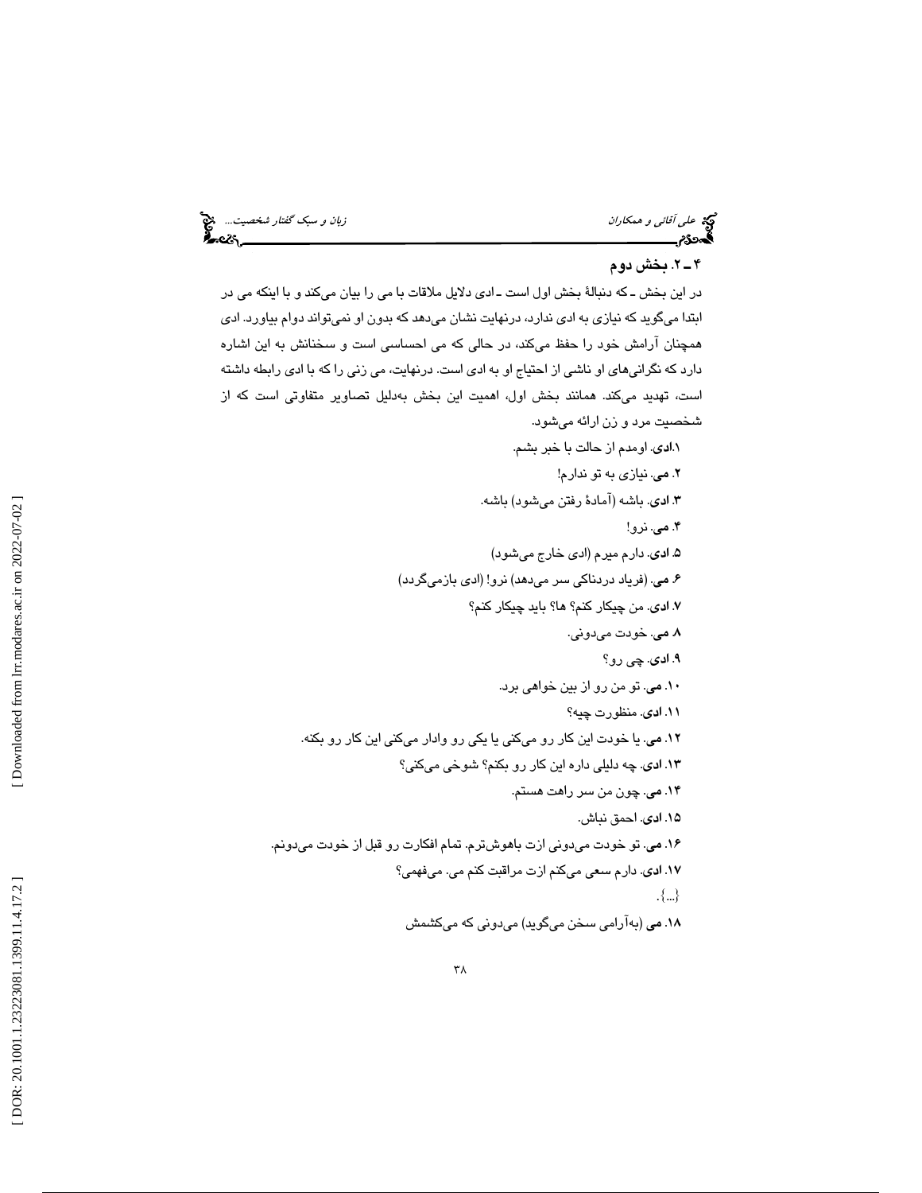### ۴ ـ ۲. بخش دوم

در این بخش ـ که دنبالۀ بخش اول است ـ ادی دلایل ملاقات با می را بیان می‌کند و با اینکه می در ابتدا می‌گوید که نیازی به ادی ندارد، درنهایت نشان می‌دهد که بدون او نمی‌تواند دوام بیاورد. ادی همچنان آرامش خود را حفظ می‌کند، در حالی که می احساسی است و سخنانش به این اشاره دارد که نگرانی‌های او ناشی از احتیاج او به ادی است. درنهایت، می زنی را که با ادی رابطه داشته است، تهدید می‌کند. همانند بخش اول، اهمیت این بخش به‌دلیل تصاویر متفاوتی است که از شخصیت مرد و زن ارائه می‌شود.

۱.**ادی**. اومدم از حالت با خبر بشم.

۲. **می**. نیازی به تو ندارم!

۳. **ادی**. باشه (آمادۀ رفتن می‌شود) باشه.

۴. **می**. نرو!

۵. **ادی**. دارم میرم (ادی خارج می‌شود)

۶. **می**. (فریاد دردناکی سر می‌دهد) نرو! (ادی بازمی‌گردد)

۷. **ادی**. من چیکار کنم؟ ها؟ باید چیکار کنم؟

۸. **می**. خودت می‌دونی.

۹. **ادی**. چی رو؟

۱۰. **می**. تو من رو از بین خواهی برد.

۱۱. **ادی**. منظورت چیه؟

۱۲. **می**. یا خودت این کار رو می‌کنی یا یکی رو وادار می‌کنی این کار رو بکنه.

۱۳. **ادی**. چه دلیلی داره این کار رو بکنم؟ شوخی می‌کنی؟

۱۴. **می**. چون من سر راهت هستم.

۱۵. **ادی**. احمق نباش.

۱۶. **می**. تو خودت می‌دونی ازت باهوش‌ترم. تمام افکارت رو قبل از خودت می‌دونم.

۱۷. **ادی**. دارم سعی می‌کنم ازت مراقبت کنم می. می‌فهمی؟

{...}.

۱۸. **می** (به‌آرامی سخن می‌گوید) می‌دونی که می‌کشمش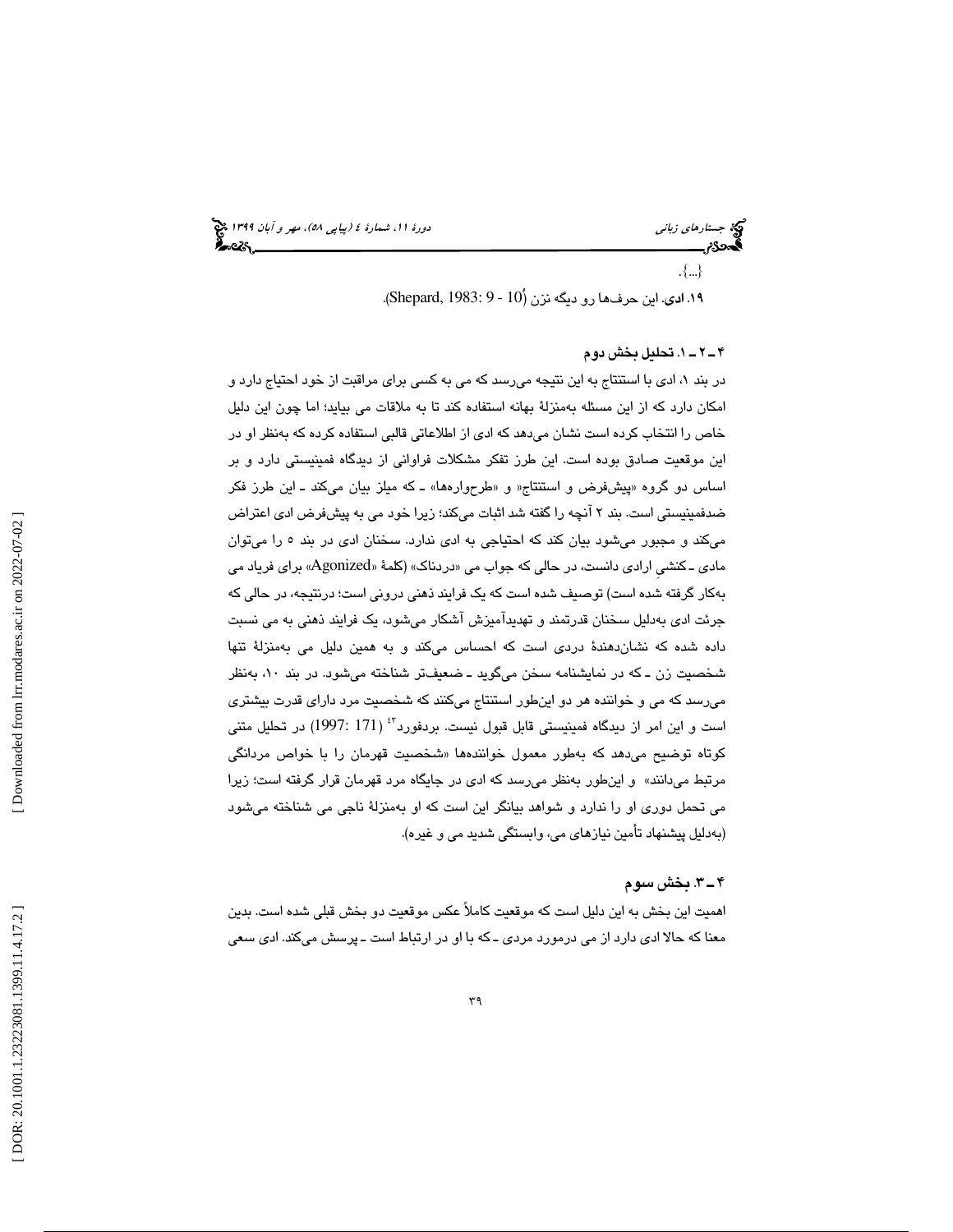{...}.

۱۹. **ادی**. این حرف‌ها رو دیگه نزن (Shepard, 1983: 9 - 10).

#### ۴ـ۲ـ۱. تحلیل بخش دوم

در بند ۱، ادی با استنتاج به این نتیجه می‌رسد که می به کسی برای مراقبت از خود احتیاج دارد و امکان دارد که از این مسئله به‌منزلهٔ بهانه استفاده کند تا به ملاقات می بیاید؛ اما چون این دلیل خاص را انتخاب کرده است نشان می‌دهد که ادی از اطلاعاتی قالبی استفاده کرده که به‌نظر او در این موقعیت صادق بوده است. این طرز تفکر مشکلات فراوانی از دیدگاه فمینیستی دارد و بر اساس دو گروه «پیش‌فرض و استنتاج» و «طرح‌واره‌ها» ـ که میلز بیان می‌کند ـ این طرز فکر ضدفمینیستی است. بند ۲ آنچه را گفته شد اثبات می‌کند؛ زیرا خود می به پیش‌فرض ادی اعتراض می‌کند و مجبور می‌شود بیان کند که احتیاجی به ادی ندارد. سخنان ادی در بند ۵ را می‌توان مادی ـ کنشیِ ارادی دانست، در حالی که جواب می «دردناک» (کلمهٔ «Agonized» برای فریاد می به‌کار گرفته شده است) توصیف شده است که یک فرایند ذهنی درونی است؛ درنتیجه، در حالی که جرئت ادی به‌دلیل سخنان قدرتمند و تهدیدآمیزش آشکار می‌شود، یک فرایند ذهنی به می نسبت داده شده که نشان‌دهندهٔ دردی است که احساس می‌کند و به همین دلیل می به‌منزلهٔ تنها شخصیت زن ـ که در نمایشنامه سخن می‌گوید ـ ضعیف‌تر شناخته می‌شود. در بند ۱۰، به‌نظر می‌رسد که می و خواننده هر دو این‌طور استنتاج می‌کنند که شخصیت مرد دارای قدرت بیشتری است و این امر از دیدگاه فمینیستی قابل قبول نیست. بردفورد[۲۴] (1997: 171) در تحلیل متنی کوتاه توضیح می‌دهد که به‌طور معمول خواننده‌ها «شخصیت قهرمان را با خواص مردانگی مرتبط می‌دانند» و این‌طور به‌نظر می‌رسد که ادی در جایگاه مرد قهرمان قرار گرفته است؛ زیرا می تحمل دوری او را ندارد و شواهد بیانگر این است که او به‌منزلهٔ ناجی می شناخته می‌شود (به‌دلیل پیشنهاد تأمین نیازهای می، وابستگی شدید می و غیره).

### ۴ـ۳. بخش سوم

اهمیت این بخش به این دلیل است که موقعیت کاملاً عکس موقعیت دو بخش قبلی شده است. بدین معنا که حالا ادی دارد از می درمورد مردی ـ که با او در ارتباط است ـ پرسش می‌کند. ادی سعی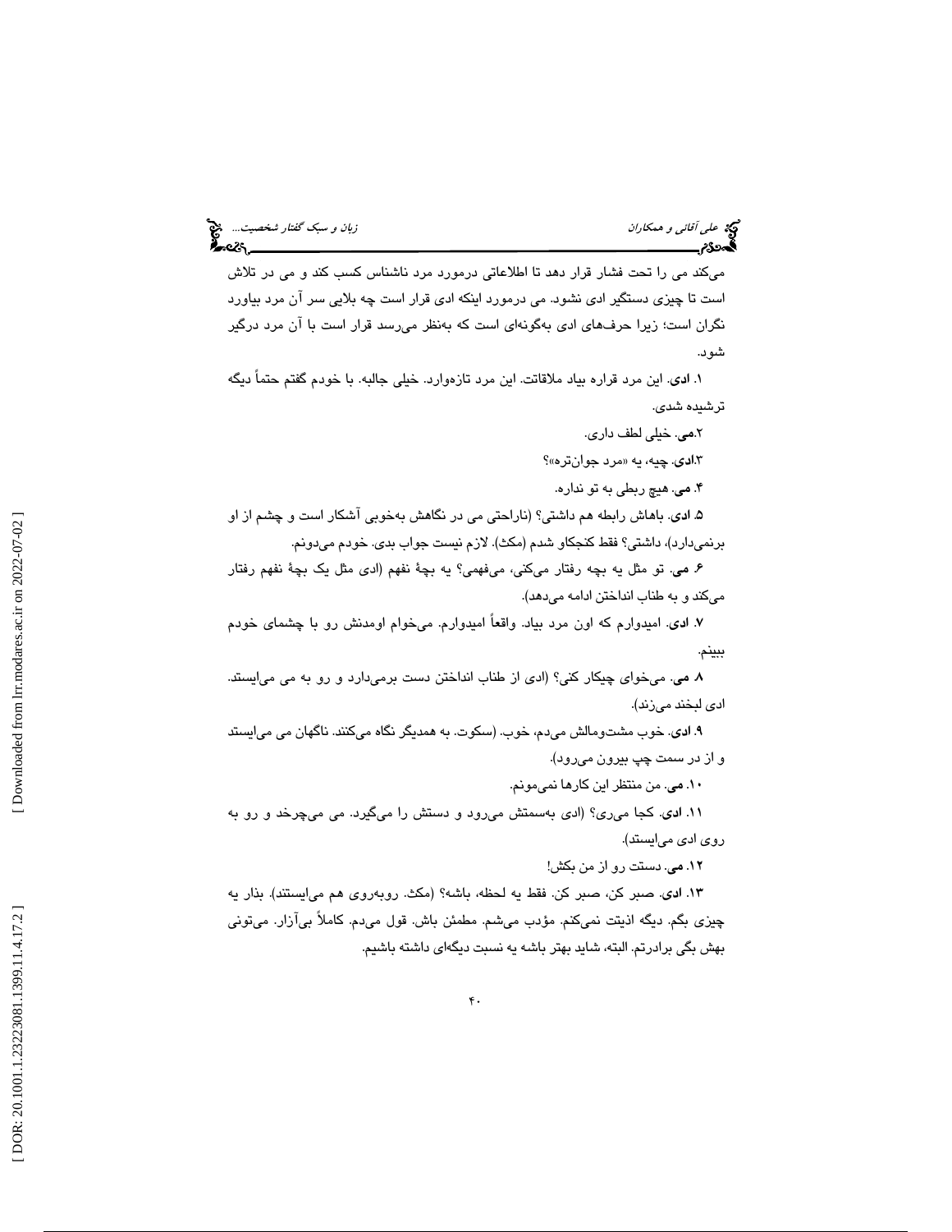می‌کند می را تحت فشار قرار دهد تا اطلاعاتی درمورد مرد ناشناس کسب کند و می در تلاش است تا چیزی دستگیر ادی نشود. می درمورد اینکه ادی قرار است چه بلایی سر آن مرد بیاورد نگران است؛ زیرا حرف‌های ادی به‌گونه‌ای است که به‌نظر می‌رسد قرار است با آن مرد درگیر شود.

۱. **ادی**. این مرد قراره بیاد ملاقات. این مرد تازه‌وارد. خیلی جالبه. با خودم گفتم حتماً دیگه ترشیده شدی.

۲.**می**. خیلی لطف داری.

۳.**ادی**. چیه، یه «مرد جوان‌تره»؟

۴. **می**. هیچ ربطی به تو نداره.

۵. **ادی**. باهاش رابطه هم داشتی؟ (ناراحتی می در نگاهش به‌خوبی آشکار است و چشم از او برنمی‌دارد)، داشتی؟ فقط کنجکاو شدم (مکث). لازم نیست جواب بدی. خودم می‌دونم.

۶. **می**. تو مثل یه بچه رفتار می‌کنی، می‌فهمی؟ یه بچۀ نفهم (ادی مثل یک بچۀ نفهم رفتار می‌کند و به طناب انداختن ادامه می‌دهد).

۷. **ادی**. امیدوارم که اون مرد بیاد. واقعاً امیدوارم. می‌خوام اومدنش رو با چشمای خودم ببینم.

۸. **می**. می‌خوای چیکار کنی؟ (ادی از طناب انداختن دست برمی‌دارد و رو به می می‌ایستد. ادی لبخند می‌زند).

۹. **ادی**. خوب مشت‌ومالش می‌دم، خوب. (سکوت. به همدیگر نگاه می‌کنند. ناگهان می می‌ایستد و از در سمت چپ بیرون می‌رود).

۱۰. **می**. من منتظر این کارها نمی‌مونم.

۱۱. **ادی**. کجا می‌ری؟ (ادی به‌سمتش می‌رود و دستش را می‌گیرد. می می‌چرخد و رو به روی ادی می‌ایستد).

۱۲. **می**. دستت رو از من بکش!

۱۳. **ادی**. صبر کن، صبر کن. فقط یه لحظه، باشه؟ (مکث. روبه‌روی هم می‌ایستند). بذار یه چیزی بگم. دیگه اذیتت نمی‌کنم. مؤدب می‌شم. مطمئن باش. قول می‌دم. کاملاً بی‌آزار. می‌تونی بهش بگی برادرتم. البته، شاید بهتر باشه یه نسبت دیگه‌ای داشته باشیم.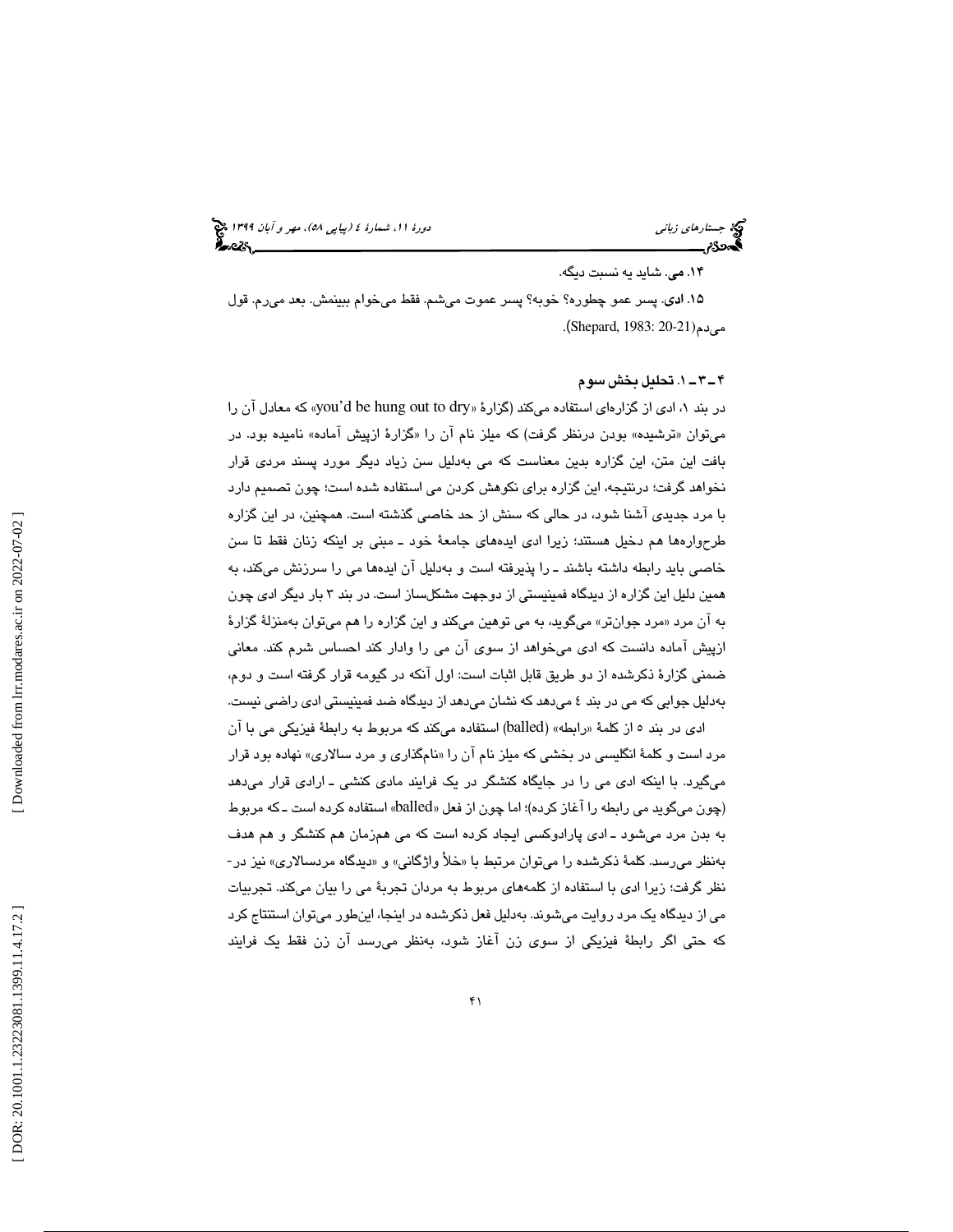۱۴. **می**. شاید یه نسبت دیگه.

۱۵. **ادی**. پسر عمو چطوره؟ خوبه؟ پسر عموت می‌شم. فقط می‌خوام ببینمش. بعد می‌رم. قول می‌دم(Shepard, 1983: 20-21).

### ۴ـ ۳ـ ۱. تحلیل بخش سوم

در بند ۱، ادی از گزاره‌ای استفاده می‌کند (گزارهٔ «you'd be hung out to dry» که معادل آن را می‌توان «ترشیده» بودن درنظر گرفت) که میلز نام آن را «گزارهٔ ازپیش آماده» نامیده بود. در بافت این متن، این گزاره بدین معناست که می به‌دلیل سن زیاد دیگر مورد پسند مردی قرار نخواهد گرفت؛ درنتیجه، این گزاره برای نکوهش کردن می استفاده شده است؛ چون تصمیم دارد با مرد جدیدی آشنا شود، در حالی که سنش از حد خاصی گذشته است. همچنین، در این گزاره طرح‌واره‌ها هم دخیل هستند؛ زیرا ادی ایده‌های جامعهٔ خود ـ مبنی بر اینکه زنان فقط تا سن خاصی باید رابطه داشته باشند ـ را پذیرفته است و به‌دلیل آن ایده‌ها می را سرزنش می‌کند، به همین دلیل این گزاره از دیدگاه فمینیستی از دوجهت مشکل‌ساز است. در بند ۳ بار دیگر ادی چون به آن مرد «مرد جوان‌تر» می‌گوید، به می توهین می‌کند و این گزاره را هم می‌توان به‌منزلهٔ گزارهٔ ازپیش آماده دانست که ادی می‌خواهد از سوی آن می را وادار کند احساس شرم کند. معانی ضمنی گزارهٔ ذکرشده از دو طریق قابل اثبات است: اول آنکه در گیومه قرار گرفته است و دوم، به‌دلیل جوابی که می در بند ٤ می‌دهد که نشان می‌دهد از دیدگاه ضد فمینیستی ادی راضی نیست.

ادی در بند ٥ از کلمهٔ «رابطه» (balled) استفاده می‌کند که مربوط به رابطهٔ فیزیکی می با آن مرد است و کلمهٔ انگلیسی در بخشی که میلز نام آن را «نام‌گذاری و مرد سالاری» نهاده بود قرار می‌گیرد. با اینکه ادی می را در جایگاه کنشگر در یک فرایند مادی کنشی ـ ارادی قرار می‌دهد (چون می‌گوید می رابطه را آغاز کرده)؛ اما چون از فعل «balled» استفاده کرده است ـ که مربوط به بدن مرد می‌شود ـ ادی پارادوکسی ایجاد کرده است که می هم‌زمان هم کنشگر و هم هدف به‌نظر می‌رسد. کلمهٔ ذکرشده را می‌توان مرتبط با «خلأ واژگانی» و «دیدگاه مردسالاری» نیز در‌نظر گرفت؛ زیرا ادی با استفاده از کلمه‌های مربوط به مردان تجربهٔ می را بیان می‌کند. تجربیات می از دیدگاه یک مرد روایت می‌شوند. به‌دلیل فعل ذکرشده در اینجا، این‌طور می‌توان استنتاج کرد که حتی اگر رابطهٔ فیزیکی از سوی زن آغاز شود، به‌نظر می‌رسد آن زن فقط یک فرایند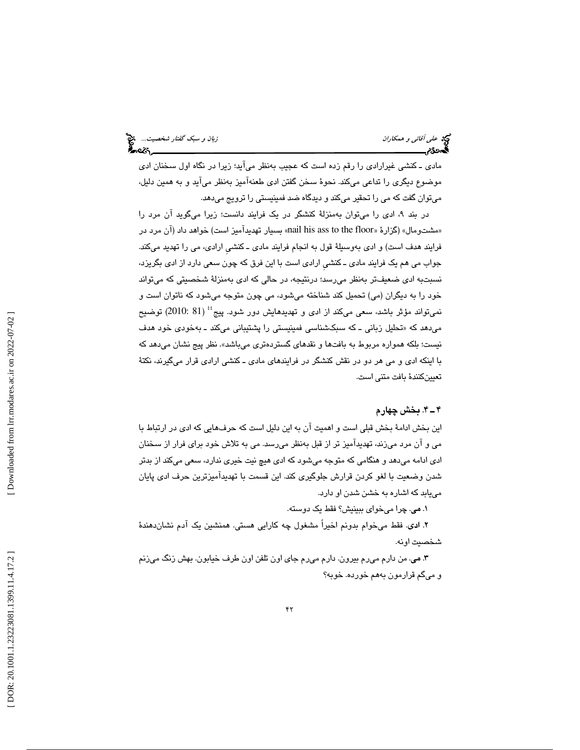مادی ـ کنشی غیرارادی را رقم زده است که عجیب به‌نظر می‌آید؛ زیرا در نگاه اول سخنان ادی موضوع دیگری را تداعی می‌کند. نحوهٔ سخن گفتن ادی طعنه‌آمیز به‌نظر می‌آید و به همین دلیل، می‌توان گفت که می را تحقیر می‌کند و دیدگاه ضد فمینیستی را ترویج می‌دهد.

در بند ۹، ادی را می‌توان به‌منزلهٔ کنشگر در یک فرایند دانست؛ زیرا می‌گوید آن مرد را «مشت‌ومال» (گزارهٔ «nail his ass to the floor» بسیار تهدیدآمیز است) خواهد داد (آن مرد در فرایند هدف است) و ادی به‌وسیلهٔ قول به انجام فرایند مادی ـ کنشیِ ارادی، می را تهدید می‌کند. جواب می هم یک فرایند مادی ـ کنشیِ ارادی است با این فرق که چون سعی دارد از ادی بگریزد، نسبت‌به ادی ضعیف‌تر به‌نظر می‌رسد؛ درنتیجه، در حالی که ادی به‌منزلهٔ شخصیتی که می‌تواند خود را به دیگران (می) تحمیل کند شناخته می‌شود، می چون متوجه می‌شود که ناتوان است و نمی‌تواند مؤثر باشد، سعی می‌کند از ادی و تهدیدهایش دور شود. پیچ[44] (2010: 81) توضیح می‌دهد که «تحلیل زبانی ـ که سبک‌شناسی فمینیستی را پشتیبانی می‌کند ـ به‌خودی خود هدف نیست؛ بلکه همواره مربوط به بافت‌ها و نقدهای گسترده‌تری می‌باشد». نظر پیچ نشان می‌دهد که با اینکه ادی و می هر دو در نقش کنشگر در فرایندهای مادی ـ کنشی ارادی قرار می‌گیرند، نکتهٔ تعیین‌کنندهٔ بافت متنی است.

### ۴ ـ ۴. بخش چهارم

این بخش ادامهٔ بخش قبلی است و اهمیت آن به این دلیل است که حرف‌هایی که ادی در ارتباط با می و آن مرد می‌زند، تهدیدآمیز تر از قبل به‌نظر می‌رسد. می به تلاش خود برای فرار از سخنان ادی ادامه می‌دهد و هنگامی که متوجه می‌شود که ادی هیچ نیت خیری ندارد، سعی می‌کند از بدتر شدن وضعیت با لغو کردن قرارش جلوگیری کند. این قسمت با تهدیدآمیزترین حرف ادی پایان می‌یابد که اشاره به خشن شدن او دارد.

۱. **می**. چرا می‌خوای ببینیش؟ فقط یک دوسته.

۲. **ادی**. فقط می‌خوام بدونم اخیراً مشغول چه کارایی هستی. همنشین یک آدم نشان‌دهندهٔ شخصیت اونه.

۳. **می**. من دارم می‌رم بیرون. دارم می‌رم جای اون تلفن اون طرف خیابون. بهش زنگ می‌زنم و می‌گم قرارمون به‌هم خورده. خوبه؟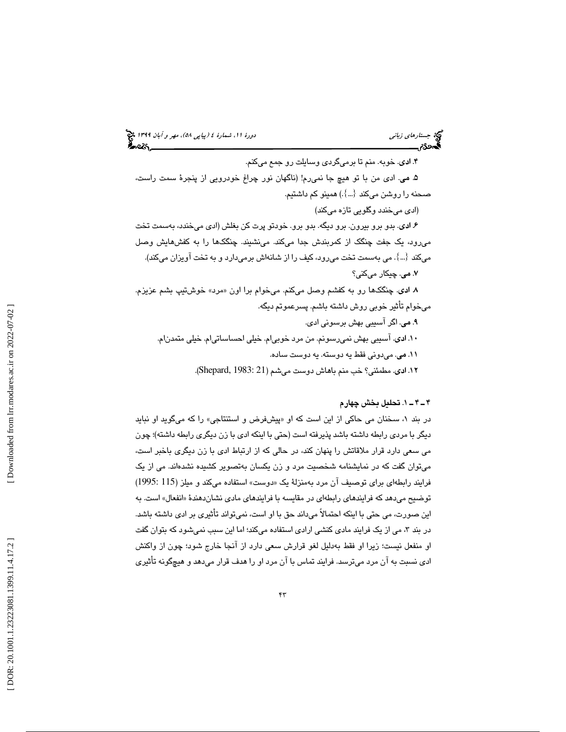۴. **ادی**. خوبه. منم تا برمی‌گردی وسایلت رو جمع می‌کنم.

۵. **می**. ادی من با تو هیچ جا نمی‌رم! (ناگهان نور چراغ خودرویی از پنجرهٔ سمت راست، صحنه را روشن می‌کند {...}.) همینو کم داشتیم.

(ادی می‌خندد وگلویی تازه می‌کند)

۶. **ادی**. بدو برو بیرون. برو دیگه. بدو برو. خودتو پرت کن بغلش (ادی می‌خندد، به‌سمت تخت می‌رود، یک جفت چنگک از کمربندش جدا می‌کند. می‌نشیند. چنگک‌ها را به کفش‌هایش وصل می‌کند {...}. می به‌سمت تخت می‌رود، کیف را از شانه‌اش برمی‌دارد و به تخت آویزان می‌کند).

۷. **می**. چیکار می‌کنی؟

۸. **ادی**. چنگک‌ها رو به کفشم وصل می‌کنم. می‌خوام برا اون «مرد» خوش‌تیپ بشم عزیزم. می‌خوام تأثیر خوبی روش داشته باشم. پسرعموتم دیگه.

۹. **می**. اگر آسیبی بهش برسونی ادی.

۱۰. **ادی**. آسیبی بهش نمی‌رسونم. من مرد خوبی‌ام. خیلی احساساتی‌ام. خیلی متمدن‌ام.

۱۱. **می**. می‌دونی فقط یه دوسته. یه دوست ساده.

۱۲. **ادی**. مطمئنی؟ خب منم باهاش دوست می‌شم (Shepard, 1983: 21).

### ۴ ـ ۴ ـ ۱. تحلیل بخش چهارم

در بند ۱، سخنان می حاکی از این است که او «پیش‌فرض و استنتاجی» را که می‌گوید او نباید دیگر با مردی رابطه داشته باشد پذیرفته است (حتی با اینکه ادی با زن دیگری رابطه داشته)؛ چون می سعی دارد قرار ملاقاتش را پنهان کند، در حالی که از ارتباط ادی با زن دیگری باخبر است، می‌توان گفت که در نمایشنامه شخصیت مرد و زن یکسان به‌تصویر کشیده نشده‌اند. می از یک فرایند رابطه‌ای برای توصیف آن مرد به‌منزلهٔ یک «دوست» استفاده می‌کند و میلز (1995: 115) توضیح می‌دهد که فرایندهای رابطه‌ای در مقایسه با فرایندهای مادی نشان‌دهندهٔ «انفعال» است. به این صورت، می حتی با اینکه احتمالاً می‌داند حق با او است، نمی‌تواند تأثیری بر ادی داشته باشد. در بند ۳، می از یک فرایند مادی کنشی ارادی استفاده می‌کند؛ اما این سبب نمی‌شود که بتوان گفت او منفعل نیست؛ زیرا او فقط به‌دلیل لغو قرارش سعی دارد از آنجا خارج شود؛ چون از واکنش ادی نسبت به آن مرد می‌ترسد. فرایند تماس با آن مرد او را هدف قرار می‌دهد و هیچ‌گونه تأثیری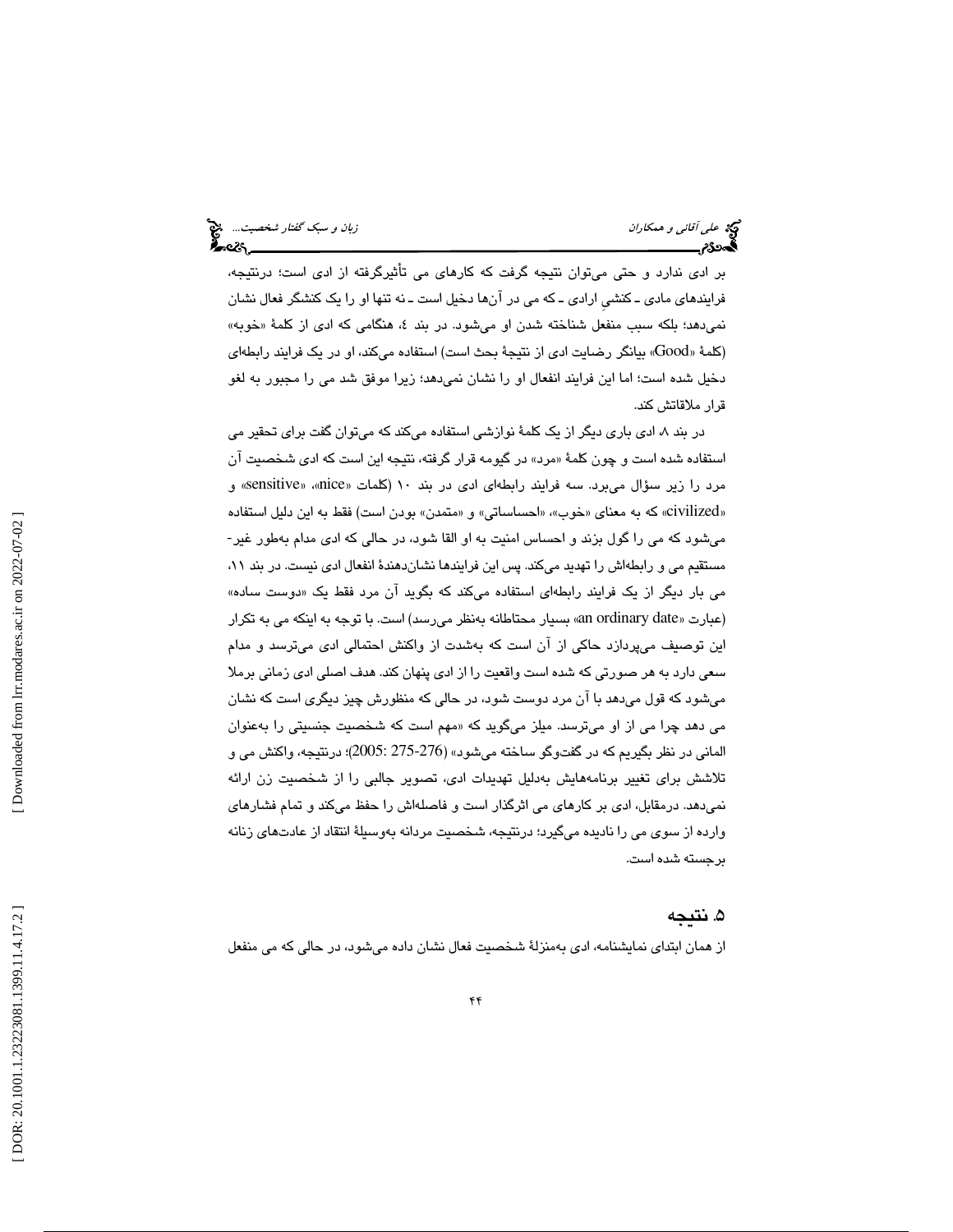بر ادی ندارد و حتی می‌توان نتیجه گرفت که کارهای می تأثیرگرفته از ادی است؛ درنتیجه، فرایندهای مادی ـ کنشی ارادی ـ که می در آن‌ها دخیل است ـ نه تنها او را یک کنشگر فعال نشان نمی‌دهد؛ بلکه سبب منفعل شناخته شدن او می‌شود. در بند ٤، هنگامی که ادی از کلمهٔ «خوبه» (کلمهٔ «Good» بیانگر رضایت ادی از نتیجهٔ بحث است) استفاده می‌کند، او در یک فرایند رابطه‌ای دخیل شده است؛ اما این فرایند انفعال او را نشان نمی‌دهد؛ زیرا موفق شد می را مجبور به لغو قرار ملاقاتش کند.

در بند ۸، ادی باری دیگر از یک کلمهٔ نوازشی استفاده می‌کند که می‌توان گفت برای تحقیر می استفاده شده است و چون کلمهٔ «مرد» در گیومه قرار گرفته، نتیجه این است که ادی شخصیت آن مرد را زیر سؤال می‌برد. سه فرایند رابطه‌ای ادی در بند ۱۰ (کلمات «nice»، «sensitive» و «civilized» که به معنای «خوب»، «احساساتی» و «متمدن» بودن است) فقط به این دلیل استفاده می‌شود که می را گول بزند و احساس امنیت به او القا شود، در حالی که ادی مدام به‌طور غیر-مستقیم می و رابطه‌اش را تهدید می‌کند. پس این فرایندها نشان‌دهندهٔ انفعال ادی نیست. در بند ۱۱، می بار دیگر از یک فرایند رابطه‌ای استفاده می‌کند که بگوید آن مرد فقط یک «دوست ساده» (عبارت «an ordinary date» بسیار محتاطانه به‌نظر می‌رسد) است. با توجه به اینکه می به تکرار این توصیف می‌پردازد حاکی از آن است که به‌شدت از واکنش احتمالی ادی می‌ترسد و مدام سعی دارد به هر صورتی که شده است واقعیت را از ادی پنهان کند. هدف اصلی ادی زمانی برملا می‌شود که قول می‌دهد با آن مرد دوست شود، در حالی که منظورش چیز دیگری است که نشان می دهد چرا می از او می‌ترسد. میلز می‌گوید که «مهم است که شخصیت جنسیتی را به‌عنوان المانی در نظر بگیریم که در گفت‌وگو ساخته می‌شود» (276-275 :2005)؛ درنتیجه، واکنش می و تلاشش برای تغییر برنامه‌هایش به‌دلیل تهدیدات ادی، تصویر جالبی را از شخصیت زن ارائه نمی‌دهد. درمقابل، ادی بر کارهای می اثرگذار است و فاصله‌اش را حفظ می‌کند و تمام فشارهای وارده از سوی می را نادیده می‌گیرد؛ درنتیجه، شخصیت مردانه به‌وسیلهٔ انتقاد از عادت‌های زنانه برجسته شده است.

## ۵. نتیجه

از همان ابتدای نمایشنامه، ادی به‌منزلهٔ شخصیت فعال نشان داده می‌شود، در حالی که می منفعل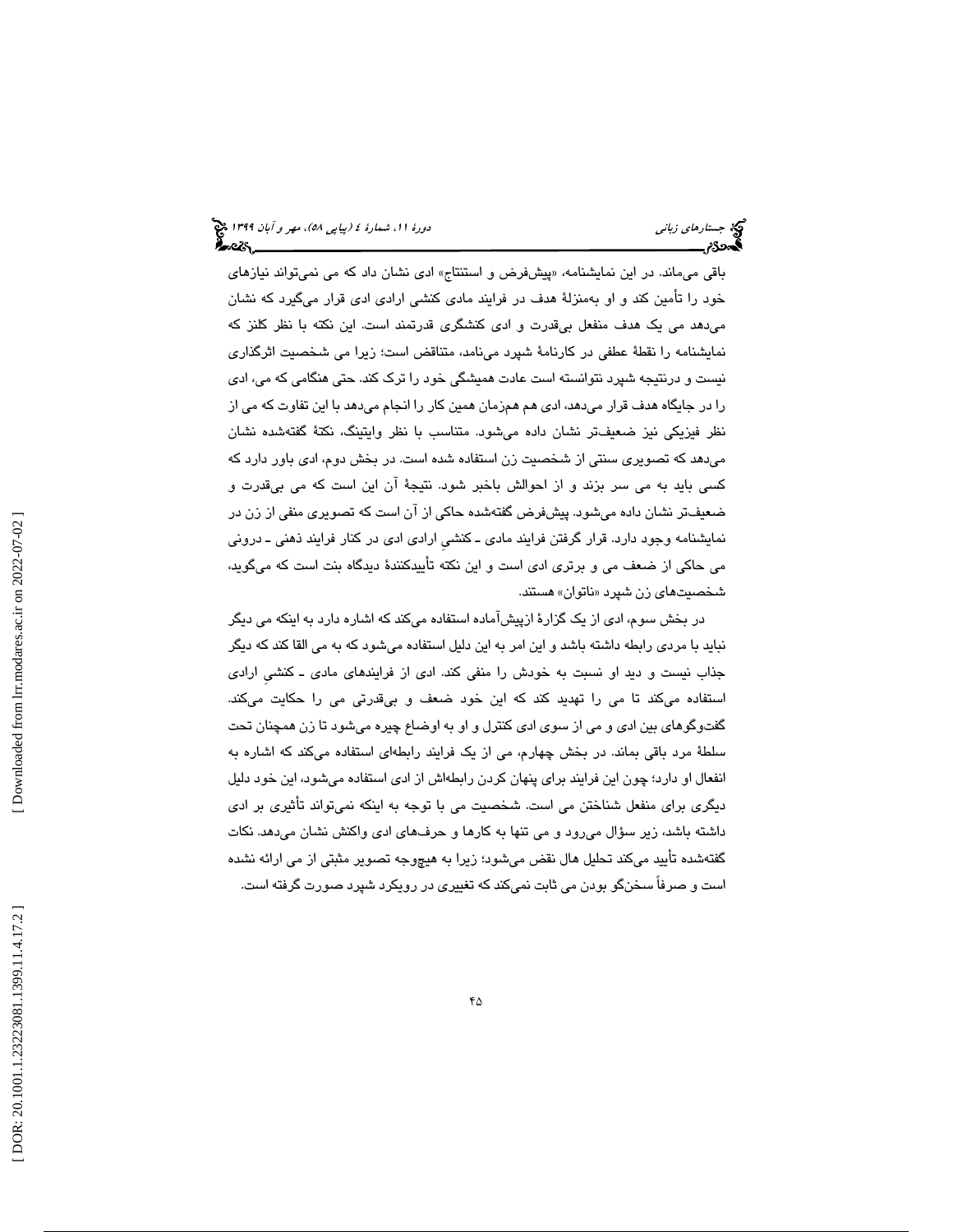باقی می‌ماند. در این نمایشنامه، «پیش‌فرض و استنتاج» ادی نشان داد که می نمی‌تواند نیازهای خود را تأمین کند و او به‌منزلهٔ هدف در فرایند مادی کنشی ارادی ادی قرار می‌گیرد که نشان می‌دهد می یک هدف منفعل بی‌قدرت و ادی کنشگری قدرتمند است. این نکته با نظر کلنز که نمایشنامه را نقطهٔ عطفی در کارنامهٔ شپرد می‌نامد، متناقض است؛ زیرا می شخصیت اثرگذاری نیست و درنتیجه شپرد نتوانسته است عادت همیشگی خود را ترک کند. حتی هنگامی که می، ادی را در جایگاه هدف قرار می‌دهد، ادی هم هم‌زمان همین کار را انجام می‌دهد با این تفاوت که می از نظر فیزیکی نیز ضعیف‌تر نشان داده می‌شود. متناسب با نظر وایتینگ، نکتهٔ گفته‌شده نشان می‌دهد که تصویری سنتی از شخصیت زن استفاده شده است. در بخش دوم، ادی باور دارد که کسی باید به می سر بزند و از احوالش باخبر شود. نتیجهٔ آن این است که می بی‌قدرت و ضعیف‌تر نشان داده می‌شود. پیش‌فرض گفته‌شده حاکی از آن است که تصویری منفی از زن در نمایشنامه وجود دارد. قرار گرفتن فرایند مادی ـ کنشیِ ارادی ادی در کنار فرایند ذهنی ـ درونی می حاکی از ضعف می و برتری ادی است و این نکته تأییدکنندهٔ دیدگاه بنت است که می‌گوید، شخصیت‌های زن شپرد «ناتوان» هستند.

در بخش سوم، ادی از یک گزارهٔ ازپیش‌آماده استفاده می‌کند که اشاره دارد به اینکه می دیگر نباید با مردی رابطه داشته باشد و این امر به این دلیل استفاده می‌شود که به می القا کند که دیگر جذاب نیست و دید او نسبت به خودش را منفی کند. ادی از فرایندهای مادی ـ کنشیِ ارادی استفاده می‌کند تا می را تهدید کند که این خود ضعف و بی‌قدرتی می را حکایت می‌کند. گفت‌وگوهای بین ادی و می از سوی ادی کنترل و او به اوضاع چیره می‌شود تا زن همچنان تحت سلطهٔ مرد باقی بماند. در بخش چهارم، می از یک فرایند رابطه‌ای استفاده می‌کند که اشاره به انفعال او دارد؛ چون این فرایند برای پنهان کردن رابطه‌اش از ادی استفاده می‌شود، این خود دلیل دیگری برای منفعل شناختن می است. شخصیت می با توجه به اینکه نمی‌تواند تأثیری بر ادی داشته باشد، زیر سؤال می‌رود و می تنها به کارها و حرف‌های ادی واکنش نشان می‌دهد. نکات گفته‌شده تأیید می‌کند تحلیل هال نقض می‌شود؛ زیرا به هیچ‌وجه تصویر مثبتی از می ارائه نشده است و صرفاً سخن‌گو بودن می ثابت نمی‌کند که تغییری در رویکرد شپرد صورت گرفته است.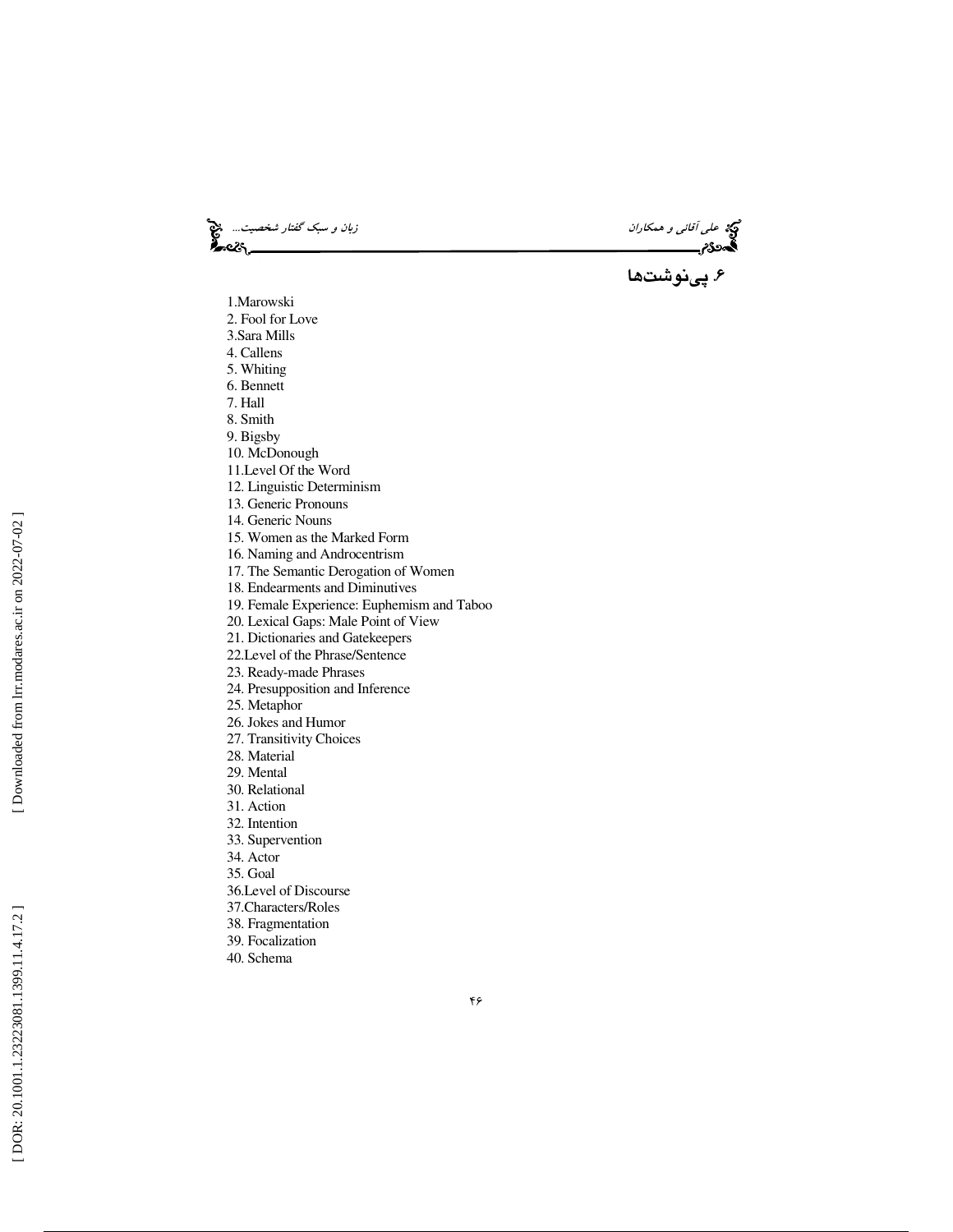## ۶. پی‌نوشت‌ها

1.Marowski
2. Fool for Love
3.Sara Mills
4. Callens
5. Whiting
6. Bennett
7. Hall
8. Smith
9. Bigsby
10. McDonough
11.Level Of the Word
12. Linguistic Determinism
13. Generic Pronouns
14. Generic Nouns
15. Women as the Marked Form
16. Naming and Androcentrism
17. The Semantic Derogation of Women
18. Endearments and Diminutives
19. Female Experience: Euphemism and Taboo
20. Lexical Gaps: Male Point of View
21. Dictionaries and Gatekeepers
22.Level of the Phrase/Sentence
23. Ready-made Phrases
24. Presupposition and Inference
25. Metaphor
26. Jokes and Humor
27. Transitivity Choices
28. Material
29. Mental
30. Relational
31. Action
32. Intention
33. Supervention
34. Actor
35. Goal
36.Level of Discourse
37.Characters/Roles
38. Fragmentation
39. Focalization
40. Schema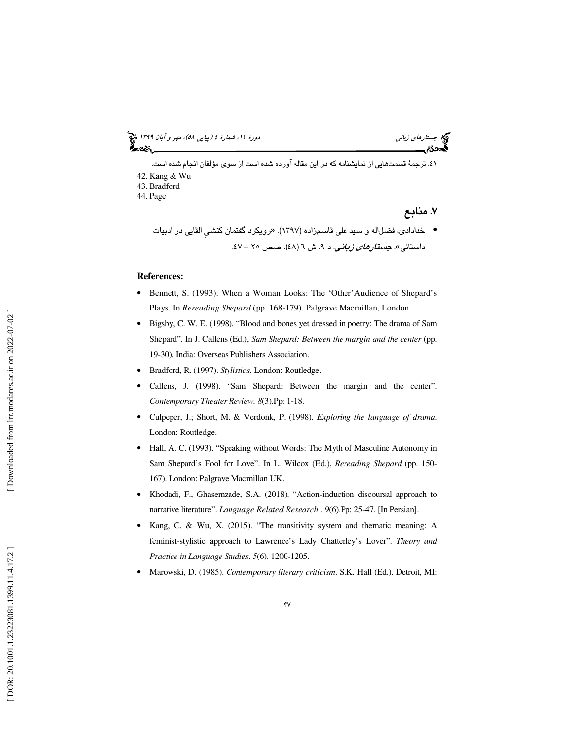۴۱. ترجمهٔ قسمت‌هایی از نمایشنامه که در این مقاله آورده شده است از سوی مؤلفان انجام شده است.

42. Kang & Wu
43. Bradford
44. Page

## ۷. منابع

- خدادادی، فضل‌اله و سید علی قاسم‌زاده (۱۳۹۷). «رویکرد گفتمان کنشیِ القایی در ادبیات داستانی». ***جستارهای زبانی***. د ۹. ش ٦ (٤٨). صص ۲۵ – ٤٧.

**References:**

- Bennett, S. (1993). When a Woman Looks: The 'Other' Audience of Shepard's Plays. In *Rereading Shepard* (pp. 168-179). Palgrave Macmillan, London.
- Bigsby, C. W. E. (1998). "Blood and bones yet dressed in poetry: The drama of Sam Shepard". In J. Callens (Ed.), *Sam Shepard: Between the margin and the center* (pp. 19-30). India: Overseas Publishers Association.
- Bradford, R. (1997). *Stylistics*. London: Routledge.
- Callens, J. (1998). "Sam Shepard: Between the margin and the center". *Contemporary Theater Review*. *8*(3).Pp: 1-18.
- Culpeper, J.; Short, M. & Verdonk, P. (1998). *Exploring the language of drama*. London: Routledge.
- Hall, A. C. (1993). "Speaking without Words: The Myth of Masculine Autonomy in Sam Shepard's Fool for Love". In L. Wilcox (Ed.), *Rereading Shepard* (pp. 150-167). London: Palgrave Macmillan UK.
- Khodadi, F., Ghasemzade, S.A. (2018). "Action-induction discoursal approach to narrative literature". *Language Related Research* . *9*(6).Pp: 25-47. [In Persian].
- Kang, C. & Wu, X. (2015). "The transitivity system and thematic meaning: A feminist-stylistic approach to Lawrence's Lady Chatterley's Lover". *Theory and Practice in Language Studies*. *5*(6). 1200-1205.
- Marowski, D. (1985). *Contemporary literary criticism*. S.K. Hall (Ed.). Detroit, MI: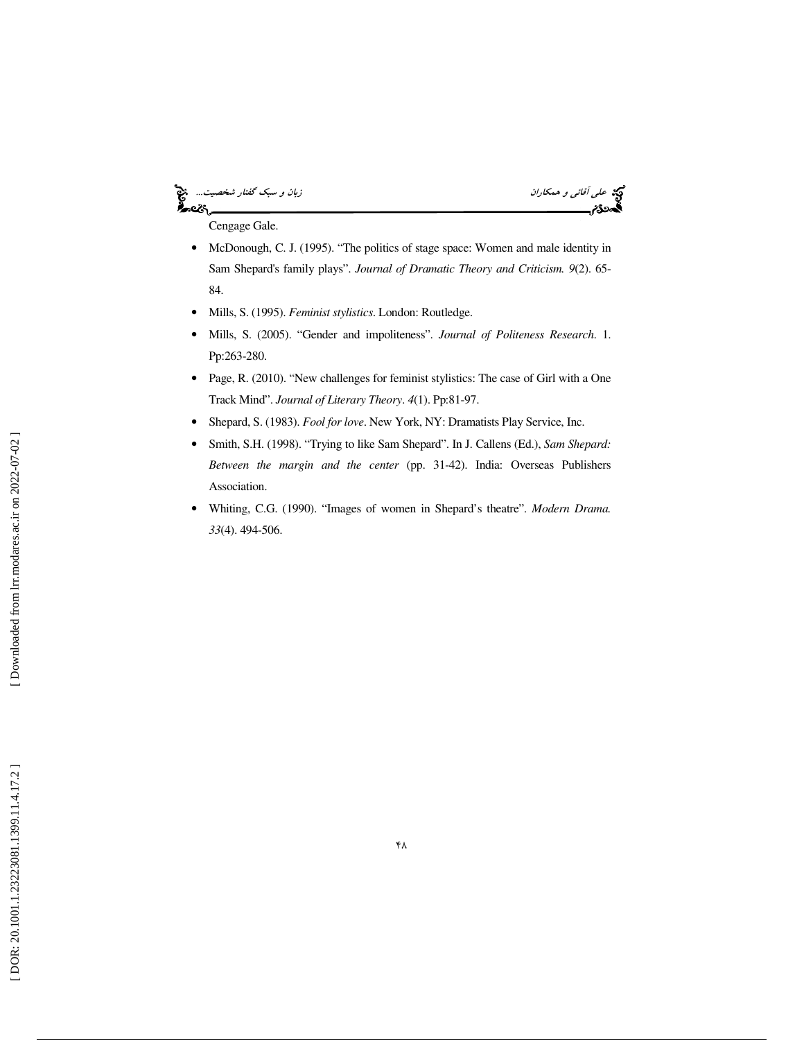Cengage Gale.

- McDonough, C. J. (1995). “The politics of stage space: Women and male identity in Sam Shepard's family plays”. *Journal of Dramatic Theory and Criticism. 9*(2). 65-84.
- Mills, S. (1995). *Feminist stylistics*. London: Routledge.
- Mills, S. (2005). “Gender and impoliteness”. *Journal of Politeness Research*. 1. Pp:263-280.
- Page, R. (2010). “New challenges for feminist stylistics: The case of Girl with a One Track Mind”. *Journal of Literary Theory*. *4*(1). Pp:81-97.
- Shepard, S. (1983). *Fool for love*. New York, NY: Dramatists Play Service, Inc.
- Smith, S.H. (1998). “Trying to like Sam Shepard”. In J. Callens (Ed.), *Sam Shepard: Between the margin and the center* (pp. 31-42). India: Overseas Publishers Association.
- Whiting, C.G. (1990). “Images of women in Shepard’s theatre”. *Modern Drama. 33*(4). 494-506.